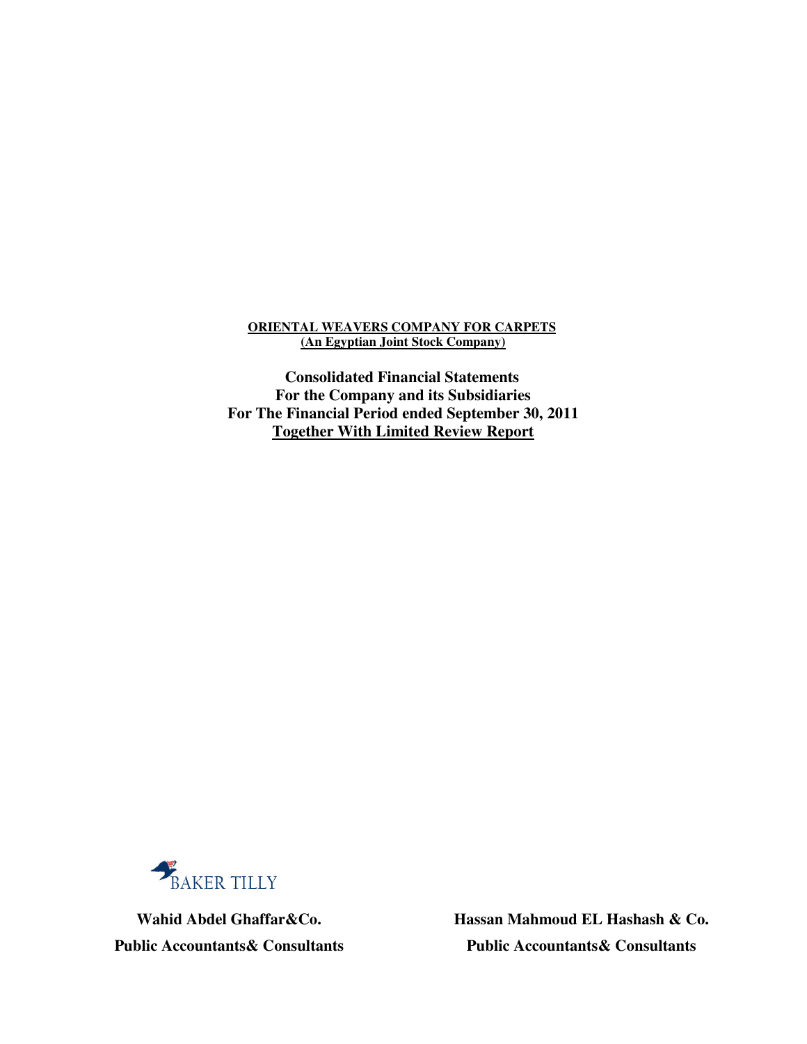**ORIENTAL WEAVERS COMPANY FOR CARPETS**
**(An Egyptian Joint Stock Company)**

# Consolidated Financial Statements
# For the Company and its Subsidiaries
# For The Financial Period ended September 30, 2011
# Together With Limited Review Report

BAKER TILLY

**Wahid Abdel Ghaffar&Co.**
**Public Accountants& Consultants**

**Hassan Mahmoud EL Hashash & Co.**
**Public Accountants& Consultants**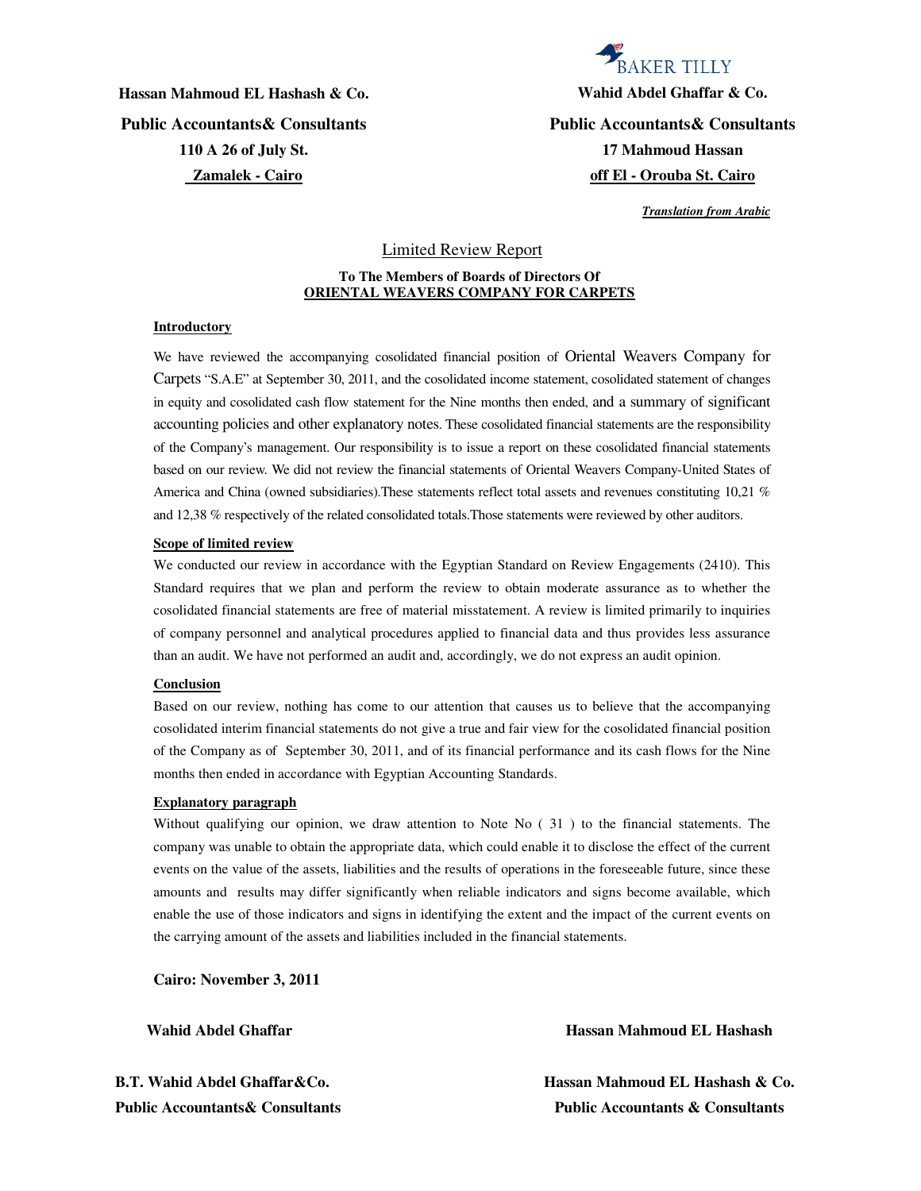BAKER TILLY

| Hassan Mahmoud EL Hashash & Co. | Wahid Abdel Ghaffar & Co. |
|---|---|
| **Public Accountants& Consultants** | **Public Accountants& Consultants** |
| **110 A 26 of July St.** | **17 Mahmoud Hassan** |
| **Zamalek - Cairo** | **off El - Orouba St. Cairo** |

***Translation from Arabic***

## Limited Review Report

**To The Members of Boards of Directors Of**
**ORIENTAL WEAVERS COMPANY FOR CARPETS**

### Introductory

We have reviewed the accompanying cosolidated financial position of Oriental Weavers Company for Carpets "S.A.E" at September 30, 2011, and the cosolidated income statement, cosolidated statement of changes in equity and cosolidated cash flow statement for the Nine months then ended, and a summary of significant accounting policies and other explanatory notes. These cosolidated financial statements are the responsibility of the Company's management. Our responsibility is to issue a report on these cosolidated financial statements based on our review. We did not review the financial statements of Oriental Weavers Company-United States of America and China (owned subsidiaries).These statements reflect total assets and revenues constituting 10,21 % and 12,38 % respectively of the related consolidated totals.Those statements were reviewed by other auditors.

### Scope of limited review

We conducted our review in accordance with the Egyptian Standard on Review Engagements (2410). This Standard requires that we plan and perform the review to obtain moderate assurance as to whether the cosolidated financial statements are free of material misstatement. A review is limited primarily to inquiries of company personnel and analytical procedures applied to financial data and thus provides less assurance than an audit. We have not performed an audit and, accordingly, we do not express an audit opinion.

### Conclusion

Based on our review, nothing has come to our attention that causes us to believe that the accompanying cosolidated interim financial statements do not give a true and fair view for the cosolidated financial position of the Company as of September 30, 2011, and of its financial performance and its cash flows for the Nine months then ended in accordance with Egyptian Accounting Standards.

### Explanatory paragraph

Without qualifying our opinion, we draw attention to Note No ( 31 ) to the financial statements. The company was unable to obtain the appropriate data, which could enable it to disclose the effect of the current events on the value of the assets, liabilities and the results of operations in the foreseeable future, since these amounts and results may differ significantly when reliable indicators and signs become available, which enable the use of those indicators and signs in identifying the extent and the impact of the current events on the carrying amount of the assets and liabilities included in the financial statements.

**Cairo: November 3, 2011**

| Wahid Abdel Ghaffar | Hassan Mahmoud EL Hashash |
|---|---|
| **B.T. Wahid Abdel Ghaffar&Co.** | **Hassan Mahmoud EL Hashash & Co.** |
| **Public Accountants& Consultants** | **Public Accountants & Consultants** |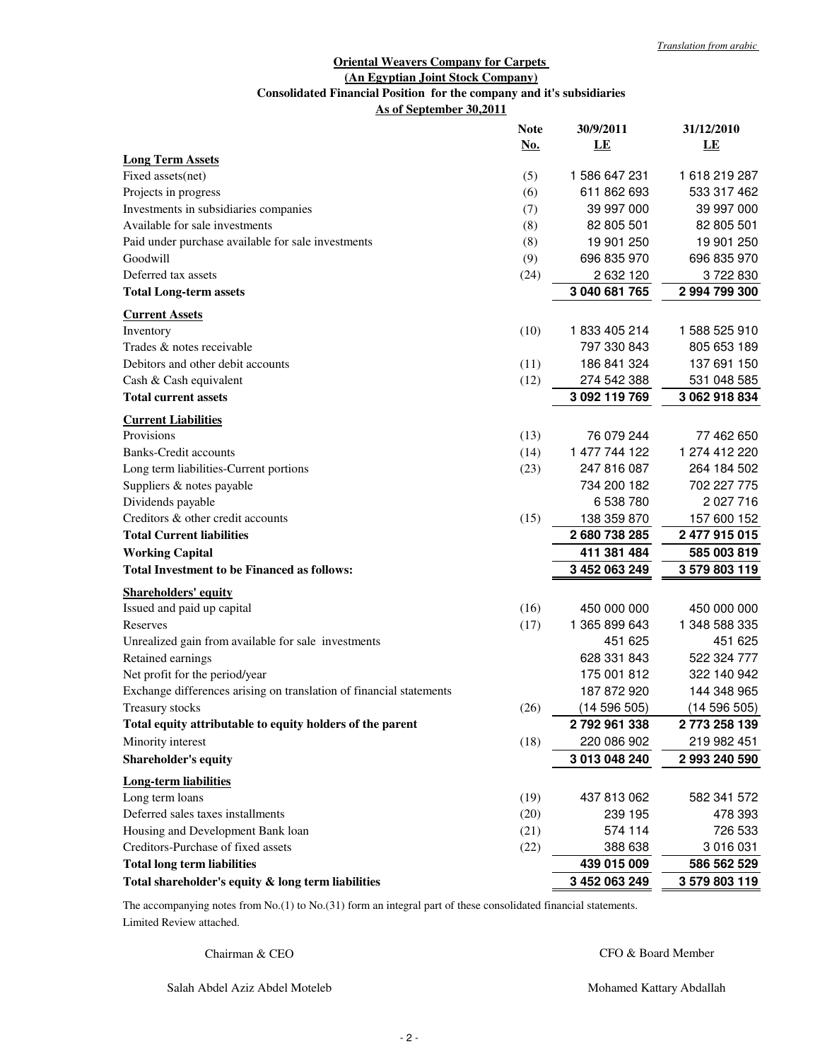*Translation from arabic*

**Oriental Weavers Company for Carpets**

**(An Egyptian Joint Stock Company)**

**Consolidated Financial Position for the company and it's subsidiaries**

**As of September 30,2011**

| | Note No. | 30/9/2011 LE | 31/12/2010 LE |
|---|---|---|---|
| **Long Term Assets** | | | |
| Fixed assets(net) | (5) | 1 586 647 231 | 1 618 219 287 |
| Projects in progress | (6) | 611 862 693 | 533 317 462 |
| Investments in subsidiaries companies | (7) | 39 997 000 | 39 997 000 |
| Available for sale investments | (8) | 82 805 501 | 82 805 501 |
| Paid under purchase available for sale investments | (8) | 19 901 250 | 19 901 250 |
| Goodwill | (9) | 696 835 970 | 696 835 970 |
| Deferred tax assets | (24) | 2 632 120 | 3 722 830 |
| **Total Long-term assets** | | **3 040 681 765** | **2 994 799 300** |
| **Current Assets** | | | |
| Inventory | (10) | 1 833 405 214 | 1 588 525 910 |
| Trades & notes receivable | | 797 330 843 | 805 653 189 |
| Debitors and other debit accounts | (11) | 186 841 324 | 137 691 150 |
| Cash & Cash equivalent | (12) | 274 542 388 | 531 048 585 |
| **Total current assets** | | **3 092 119 769** | **3 062 918 834** |
| **Current Liabilities** | | | |
| Provisions | (13) | 76 079 244 | 77 462 650 |
| Banks-Credit accounts | (14) | 1 477 744 122 | 1 274 412 220 |
| Long term liabilities-Current portions | (23) | 247 816 087 | 264 184 502 |
| Suppliers & notes payable | | 734 200 182 | 702 227 775 |
| Dividends payable | | 6 538 780 | 2 027 716 |
| Creditors & other credit accounts | (15) | 138 359 870 | 157 600 152 |
| **Total Current liabilities** | | **2 680 738 285** | **2 477 915 015** |
| **Working Capital** | | **411 381 484** | **585 003 819** |
| **Total Investment to be Financed as follows:** | | **3 452 063 249** | **3 579 803 119** |
| **Shareholders' equity** | | | |
| Issued and paid up capital | (16) | 450 000 000 | 450 000 000 |
| Reserves | (17) | 1 365 899 643 | 1 348 588 335 |
| Unrealized gain from available for sale investments | | 451 625 | 451 625 |
| Retained earnings | | 628 331 843 | 522 324 777 |
| Net profit for the period/year | | 175 001 812 | 322 140 942 |
| Exchange differences arising on translation of financial statements | | 187 872 920 | 144 348 965 |
| Treasury stocks | (26) | (14 596 505) | (14 596 505) |
| **Total equity attributable to equity holders of the parent** | | **2 792 961 338** | **2 773 258 139** |
| Minority interest | (18) | 220 086 902 | 219 982 451 |
| **Shareholder's equity** | | **3 013 048 240** | **2 993 240 590** |
| **Long-term liabilities** | | | |
| Long term loans | (19) | 437 813 062 | 582 341 572 |
| Deferred sales taxes installments | (20) | 239 195 | 478 393 |
| Housing and Development Bank loan | (21) | 574 114 | 726 533 |
| Creditors-Purchase of fixed assets | (22) | 388 638 | 3 016 031 |
| **Total long term liabilities** | | **439 015 009** | **586 562 529** |
| **Total shareholder's equity & long term liabilities** | | **3 452 063 249** | **3 579 803 119** |

The accompanying notes from No.(1) to No.(31) form an integral part of these consolidated financial statements.

Limited Review attached.

| Chairman & CEO | CFO & Board Member |
|---|---|
| Salah Abdel Aziz Abdel Moteleb | Mohamed Kattary Abdallah |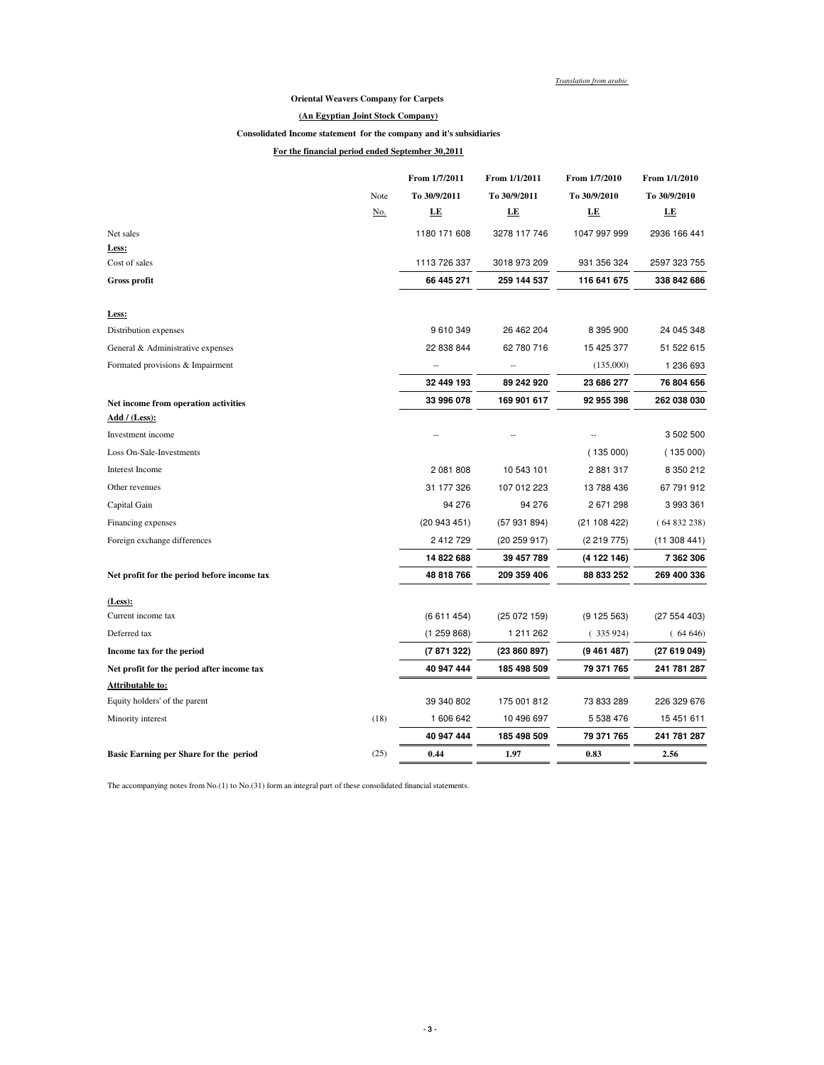*Translation from arabic*

**Oriental Weavers Company for Carpets**

**(An Egyptian Joint Stock Company)**

**Consolidated Income statement for the company and it's subsidiaries**

**For the financial period ended September 30,2011**

| | Note No. | From 1/7/2011 To 30/9/2011 LE | From 1/1/2011 To 30/9/2011 LE | From 1/7/2010 To 30/9/2010 LE | From 1/1/2010 To 30/9/2010 LE |
|---|---|---|---|---|---|
| Net sales | | 1180 171 608 | 3278 117 746 | 1047 997 999 | 2936 166 441 |
| **Less:** | | | | | |
| Cost of sales | | 1113 726 337 | 3018 973 209 | 931 356 324 | 2597 323 755 |
| **Gross profit** | | **66 445 271** | **259 144 537** | **116 641 675** | **338 842 686** |
| **Less:** | | | | | |
| Distribution expenses | | 9 610 349 | 26 462 204 | 8 395 900 | 24 045 348 |
| General & Administrative expenses | | 22 838 844 | 62 780 716 | 15 425 377 | 51 522 615 |
| Formated provisions & Impairment | | -- | -- | (135,000) | 1 236 693 |
| | | **32 449 193** | **89 242 920** | **23 686 277** | **76 804 656** |
| **Net income from operation activities** | | **33 996 078** | **169 901 617** | **92 955 398** | **262 038 030** |
| **Add / (Less):** | | | | | |
| Investment income | | -- | -- | -- | 3 502 500 |
| Loss On-Sale-Investments | | | | (135 000) | (135 000) |
| Interest Income | | 2 081 808 | 10 543 101 | 2 881 317 | 8 350 212 |
| Other revenues | | 31 177 326 | 107 012 223 | 13 788 436 | 67 791 912 |
| Capital Gain | | 94 276 | 94 276 | 2 671 298 | 3 993 361 |
| Financing expenses | | (20 943 451) | (57 931 894) | (21 108 422) | (64 832 238) |
| Foreign exchange differences | | 2 412 729 | (20 259 917) | (2 219 775) | (11 308 441) |
| | | **14 822 688** | **39 457 789** | **(4 122 146)** | **7 362 306** |
| **Net profit for the period before income tax** | | **48 818 766** | **209 359 406** | **88 833 252** | **269 400 336** |
| **(Less):** | | | | | |
| Current income tax | | (6 611 454) | (25 072 159) | (9 125 563) | (27 554 403) |
| Deferred tax | | (1 259 868) | 1 211 262 | (335 924) | (64 646) |
| **Income tax for the period** | | **(7 871 322)** | **(23 860 897)** | **(9 461 487)** | **(27 619 049)** |
| **Net profit for the period after income tax** | | **40 947 444** | **185 498 509** | **79 371 765** | **241 781 287** |
| **Attributable to:** | | | | | |
| Equity holders' of the parent | | 39 340 802 | 175 001 812 | 73 833 289 | 226 329 676 |
| Minority interest | (18) | 1 606 642 | 10 496 697 | 5 538 476 | 15 451 611 |
| | | **40 947 444** | **185 498 509** | **79 371 765** | **241 781 287** |
| **Basic Earning per Share for the period** | (25) | **0.44** | **1.97** | **0.83** | **2.56** |

The accompanying notes from No.(1) to No.(31) form an integral part of these consolidated financial statements.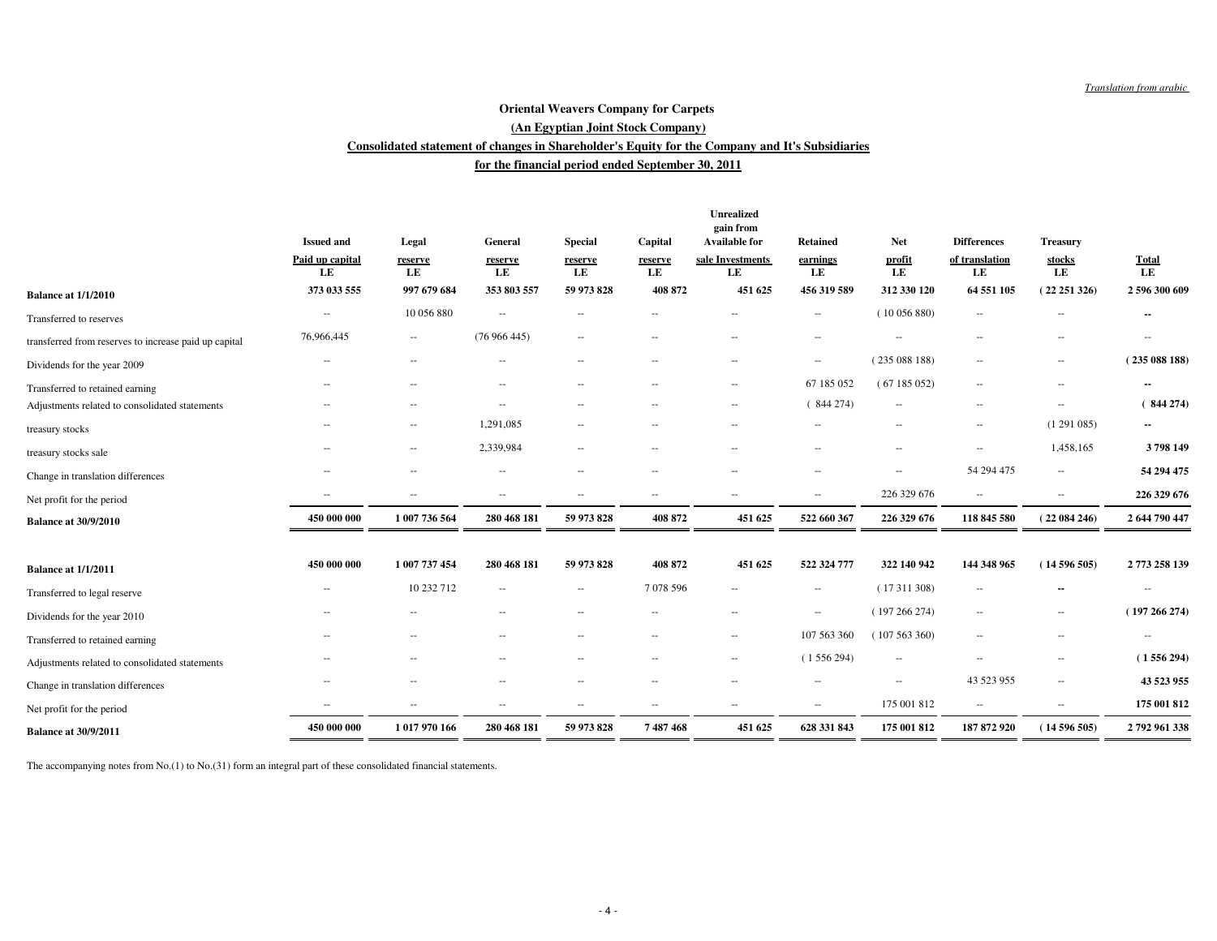*Translation from arabic*

**Oriental Weavers Company for Carpets**

**(An Egyptian Joint Stock Company)**

**Consolidated statement of changes in Shareholder's Equity for the Company and It's Subsidiaries**

**for the financial period ended September 30, 2011**

| | Issued and Paid up capital LE | Legal reserve LE | General reserve LE | Special reserve LE | Capital reserve LE | Unrealized gain from Available for sale Investments LE | Retained earnings LE | Net profit LE | Differences of translation LE | Treasury stocks LE | Total LE |
|---|---|---|---|---|---|---|---|---|---|---|---|
| **Balance at 1/1/2010** | **373 033 555** | **997 679 684** | **353 803 557** | **59 973 828** | **408 872** | **451 625** | **456 319 589** | **312 330 120** | **64 551 105** | **( 22 251 326)** | **2 596 300 609** |
| Transferred to reserves | -- | 10 056 880 | -- | -- | -- | -- | -- | ( 10 056 880) | -- | -- | **--** |
| transferred from reserves to increase paid up capital | 76,966,445 | -- | (76 966 445) | -- | -- | -- | -- | -- | -- | -- | -- |
| Dividends for the year 2009 | -- | -- | -- | -- | -- | -- | -- | ( 235 088 188) | -- | -- | **( 235 088 188)** |
| Transferred to retained earning | -- | -- | -- | -- | -- | -- | 67 185 052 | ( 67 185 052) | -- | -- | **--** |
| Adjustments related to consolidated statements | -- | -- | -- | -- | -- | -- | ( 844 274) | -- | -- | -- | **( 844 274)** |
| treasury stocks | -- | -- | 1,291,085 | -- | -- | -- | -- | -- | -- | (1 291 085) | **--** |
| treasury stocks sale | -- | -- | 2,339,984 | -- | -- | -- | -- | -- | -- | 1,458,165 | **3 798 149** |
| Change in translation differences | -- | -- | -- | -- | -- | -- | -- | -- | 54 294 475 | -- | **54 294 475** |
| Net profit for the period | -- | -- | -- | -- | -- | -- | -- | 226 329 676 | -- | -- | **226 329 676** |
| **Balance at 30/9/2010** | **450 000 000** | **1 007 736 564** | **280 468 181** | **59 973 828** | **408 872** | **451 625** | **522 660 367** | **226 329 676** | **118 845 580** | **( 22 084 246)** | **2 644 790 447** |
| | | | | | | | | | | | |
| **Balance at 1/1/2011** | **450 000 000** | **1 007 737 454** | **280 468 181** | **59 973 828** | **408 872** | **451 625** | **522 324 777** | **322 140 942** | **144 348 965** | **( 14 596 505)** | **2 773 258 139** |
| Transferred to legal reserve | -- | 10 232 712 | -- | -- | 7 078 596 | -- | -- | ( 17 311 308) | -- | **--** | -- |
| Dividends for the year 2010 | -- | -- | -- | -- | -- | -- | -- | ( 197 266 274) | -- | -- | **( 197 266 274)** |
| Transferred to retained earning | -- | -- | -- | -- | -- | -- | 107 563 360 | ( 107 563 360) | -- | -- | -- |
| Adjustments related to consolidated statements | -- | -- | -- | -- | -- | -- | ( 1 556 294) | -- | -- | -- | **( 1 556 294)** |
| Change in translation differences | -- | -- | -- | -- | -- | -- | -- | -- | 43 523 955 | -- | **43 523 955** |
| Net profit for the period | -- | -- | -- | -- | -- | -- | -- | 175 001 812 | -- | -- | **175 001 812** |
| **Balance at 30/9/2011** | **450 000 000** | **1 017 970 166** | **280 468 181** | **59 973 828** | **7 487 468** | **451 625** | **628 331 843** | **175 001 812** | **187 872 920** | **( 14 596 505)** | **2 792 961 338** |

The accompanying notes from No.(1) to No.(31) form an integral part of these consolidated financial statements.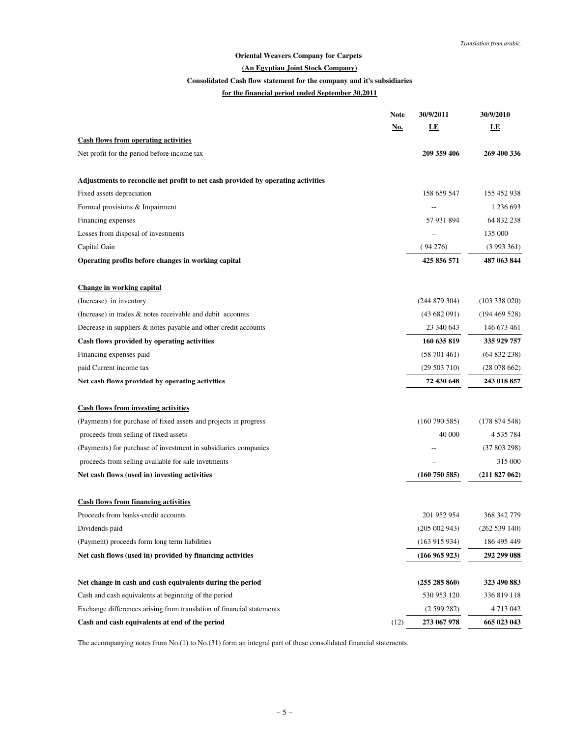*Translation from arabic*

**Oriental Weavers Company for Carpets**

**(An Egyptian Joint Stock Company)**

**Consolidated Cash flow statement for the company and it's subsidiaries**

**for the financial period ended September 30,2011**

| | Note No. | 30/9/2011 LE | 30/9/2010 LE |
|---|---|---|---|
| **Cash flows from operating activities** | | | |
| Net profit for the period before income tax | | **209 359 406** | **269 400 336** |
| **Adjustments to reconcile net profit to net cash provided by operating activities** | | | |
| Fixed assets depreciation | | 158 659 547 | 155 452 938 |
| Formed provisions & Impairment | | -- | 1 236 693 |
| Financing expenses | | 57 931 894 | 64 832 238 |
| Losses from disposal of investments | | -- | 135 000 |
| Capital Gain | | ( 94 276) | (3 993 361) |
| **Operating profits before changes in working capital** | | **425 856 571** | **487 063 844** |
| **Change in working capital** | | | |
| (Increase) in inventory | | (244 879 304) | (103 338 020) |
| (Increase) in trades & notes receivable and debit accounts | | (43 682 091) | (194 469 528) |
| Decrease in suppliers & notes payable and other credit accounts | | 23 340 643 | 146 673 461 |
| **Cash flows provided by operating activities** | | **160 635 819** | **335 929 757** |
| Financing expenses paid | | (58 701 461) | (64 832 238) |
| paid Current income tax | | (29 503 710) | (28 078 662) |
| **Net cash flows provided by operating activities** | | **72 430 648** | **243 018 857** |
| **Cash flows from investing activities** | | | |
| (Payments) for purchase of fixed assets and projects in progress | | (160 790 585) | (178 874 548) |
| proceeds from selling of fixed assets | | 40 000 | 4 535 784 |
| (Payments) for purchase of investment in subsidiaries companies | | -- | (37 803 298) |
| proceeds from selling available for sale invetments | | -- | 315 000 |
| **Net cash flows (used in) investing activities** | | **(160 750 585)** | **(211 827 062)** |
| **Cash flows from financing activities** | | | |
| Proceeds from banks-credit accounts | | 201 952 954 | 368 342 779 |
| Dividends paid | | (205 002 943) | (262 539 140) |
| (Payment) proceeds form long term liabilities | | (163 915 934) | 186 495 449 |
| **Net cash flows (used in) provided by financing activities** | | **(166 965 923)** | **292 299 088** |
| **Net change in cash and cash equivalents during the period** | | **(255 285 860)** | **323 490 883** |
| Cash and cash equivalents at beginning of the period | | 530 953 120 | 336 819 118 |
| Exchange differences arising from translation of financial statements | | (2 599 282) | 4 713 042 |
| **Cash and cash equivalents at end of the period** | (12) | **273 067 978** | **665 023 043** |

The accompanying notes from No.(1) to No.(31) form an integral part of these consolidated financial statements.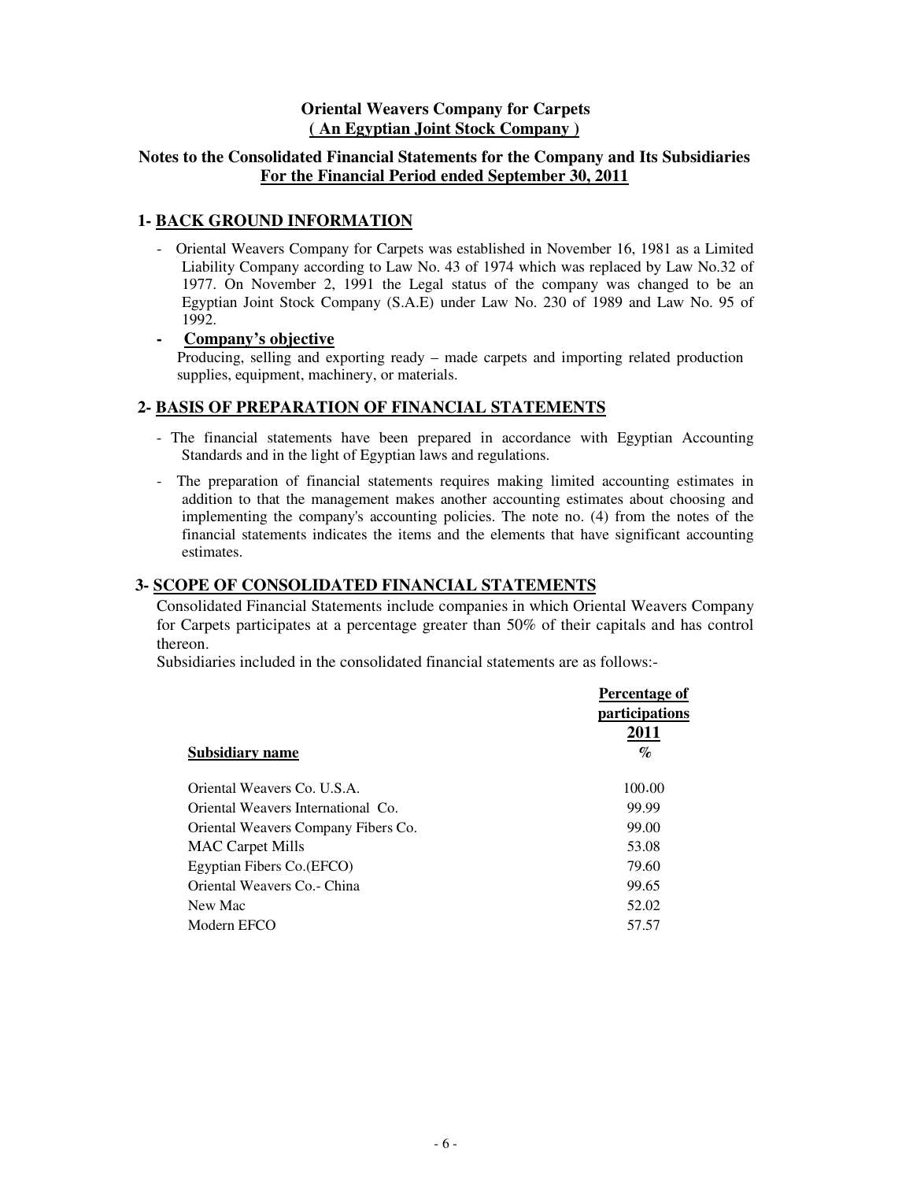**Oriental Weavers Company for Carpets**
**( An Egyptian Joint Stock Company )**

**Notes to the Consolidated Financial Statements for the Company and Its Subsidiaries**
**For the Financial Period ended September 30, 2011**

## 1- BACK GROUND INFORMATION

- Oriental Weavers Company for Carpets was established in November 16, 1981 as a Limited Liability Company according to Law No. 43 of 1974 which was replaced by Law No.32 of 1977. On November 2, 1991 the Legal status of the company was changed to be an Egyptian Joint Stock Company (S.A.E) under Law No. 230 of 1989 and Law No. 95 of 1992.

- **Company's objective**

  Producing, selling and exporting ready – made carpets and importing related production supplies, equipment, machinery, or materials.

## 2- BASIS OF PREPARATION OF FINANCIAL STATEMENTS

- The financial statements have been prepared in accordance with Egyptian Accounting Standards and in the light of Egyptian laws and regulations.
- The preparation of financial statements requires making limited accounting estimates in addition to that the management makes another accounting estimates about choosing and implementing the company's accounting policies. The note no. (4) from the notes of the financial statements indicates the items and the elements that have significant accounting estimates.

## 3- SCOPE OF CONSOLIDATED FINANCIAL STATEMENTS

Consolidated Financial Statements include companies in which Oriental Weavers Company for Carpets participates at a percentage greater than 50% of their capitals and has control thereon.

Subsidiaries included in the consolidated financial statements are as follows:-

| Subsidiary name | Percentage of participations 2011 % |
|---|---|
| Oriental Weavers Co. U.S.A. | 100.00 |
| Oriental Weavers International Co. | 99.99 |
| Oriental Weavers Company Fibers Co. | 99.00 |
| MAC Carpet Mills | 53.08 |
| Egyptian Fibers Co.(EFCO) | 79.60 |
| Oriental Weavers Co.- China | 99.65 |
| New Mac | 52.02 |
| Modern EFCO | 57.57 |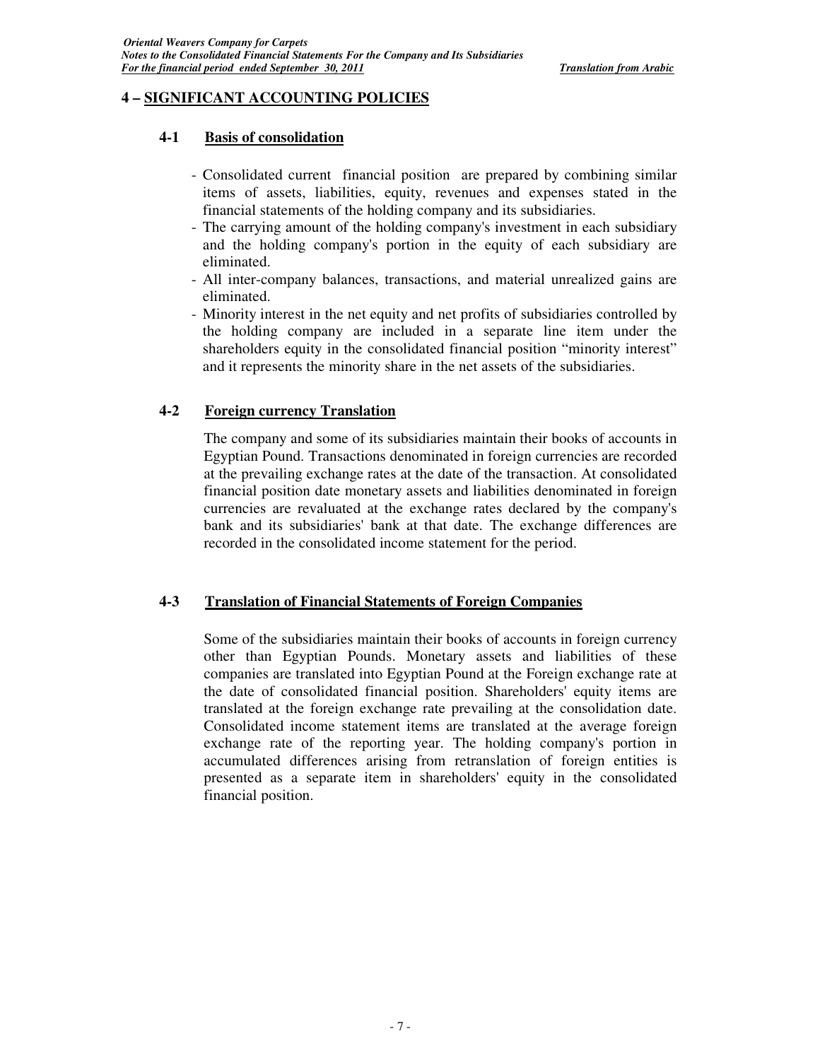## 4 – SIGNIFICANT ACCOUNTING POLICIES

### 4-1 Basis of consolidation

- Consolidated current financial position are prepared by combining similar items of assets, liabilities, equity, revenues and expenses stated in the financial statements of the holding company and its subsidiaries.
- The carrying amount of the holding company's investment in each subsidiary and the holding company's portion in the equity of each subsidiary are eliminated.
- All inter-company balances, transactions, and material unrealized gains are eliminated.
- Minority interest in the net equity and net profits of subsidiaries controlled by the holding company are included in a separate line item under the shareholders equity in the consolidated financial position "minority interest" and it represents the minority share in the net assets of the subsidiaries.

### 4-2 Foreign currency Translation

The company and some of its subsidiaries maintain their books of accounts in Egyptian Pound. Transactions denominated in foreign currencies are recorded at the prevailing exchange rates at the date of the transaction. At consolidated financial position date monetary assets and liabilities denominated in foreign currencies are revaluated at the exchange rates declared by the company's bank and its subsidiaries' bank at that date. The exchange differences are recorded in the consolidated income statement for the period.

### 4-3 Translation of Financial Statements of Foreign Companies

Some of the subsidiaries maintain their books of accounts in foreign currency other than Egyptian Pounds. Monetary assets and liabilities of these companies are translated into Egyptian Pound at the Foreign exchange rate at the date of consolidated financial position. Shareholders' equity items are translated at the foreign exchange rate prevailing at the consolidation date. Consolidated income statement items are translated at the average foreign exchange rate of the reporting year. The holding company's portion in accumulated differences arising from retranslation of foreign entities is presented as a separate item in shareholders' equity in the consolidated financial position.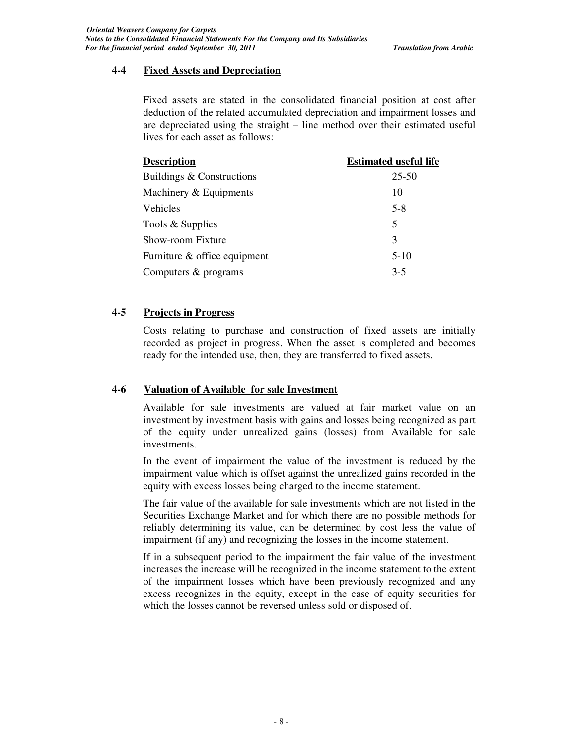### 4-4 Fixed Assets and Depreciation

Fixed assets are stated in the consolidated financial position at cost after deduction of the related accumulated depreciation and impairment losses and are depreciated using the straight – line method over their estimated useful lives for each asset as follows:

| Description | Estimated useful life |
|---|---|
| Buildings & Constructions | 25-50 |
| Machinery & Equipments | 10 |
| Vehicles | 5-8 |
| Tools & Supplies | 5 |
| Show-room Fixture | 3 |
| Furniture & office equipment | 5-10 |
| Computers & programs | 3-5 |

### 4-5 Projects in Progress

Costs relating to purchase and construction of fixed assets are initially recorded as project in progress. When the asset is completed and becomes ready for the intended use, then, they are transferred to fixed assets.

### 4-6 Valuation of Available for sale Investment

Available for sale investments are valued at fair market value on an investment by investment basis with gains and losses being recognized as part of the equity under unrealized gains (losses) from Available for sale investments.

In the event of impairment the value of the investment is reduced by the impairment value which is offset against the unrealized gains recorded in the equity with excess losses being charged to the income statement.

The fair value of the available for sale investments which are not listed in the Securities Exchange Market and for which there are no possible methods for reliably determining its value, can be determined by cost less the value of impairment (if any) and recognizing the losses in the income statement.

If in a subsequent period to the impairment the fair value of the investment increases the increase will be recognized in the income statement to the extent of the impairment losses which have been previously recognized and any excess recognizes in the equity, except in the case of equity securities for which the losses cannot be reversed unless sold or disposed of.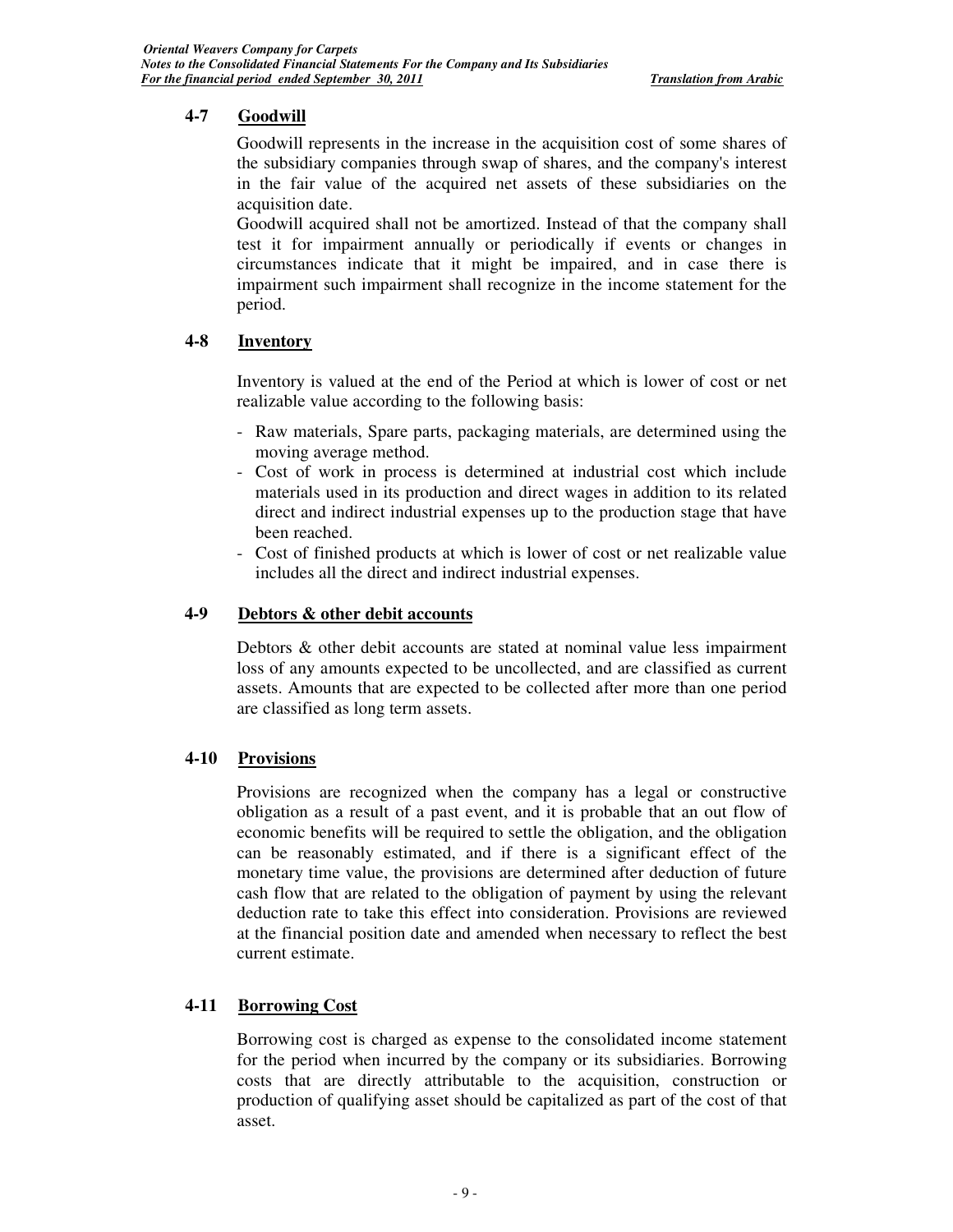## 4-7 Goodwill

Goodwill represents in the increase in the acquisition cost of some shares of the subsidiary companies through swap of shares, and the company's interest in the fair value of the acquired net assets of these subsidiaries on the acquisition date.

Goodwill acquired shall not be amortized. Instead of that the company shall test it for impairment annually or periodically if events or changes in circumstances indicate that it might be impaired, and in case there is impairment such impairment shall recognize in the income statement for the period.

## 4-8 Inventory

Inventory is valued at the end of the Period at which is lower of cost or net realizable value according to the following basis:

- Raw materials, Spare parts, packaging materials, are determined using the moving average method.
- Cost of work in process is determined at industrial cost which include materials used in its production and direct wages in addition to its related direct and indirect industrial expenses up to the production stage that have been reached.
- Cost of finished products at which is lower of cost or net realizable value includes all the direct and indirect industrial expenses.

## 4-9 Debtors & other debit accounts

Debtors & other debit accounts are stated at nominal value less impairment loss of any amounts expected to be uncollected, and are classified as current assets. Amounts that are expected to be collected after more than one period are classified as long term assets.

## 4-10 Provisions

Provisions are recognized when the company has a legal or constructive obligation as a result of a past event, and it is probable that an out flow of economic benefits will be required to settle the obligation, and the obligation can be reasonably estimated, and if there is a significant effect of the monetary time value, the provisions are determined after deduction of future cash flow that are related to the obligation of payment by using the relevant deduction rate to take this effect into consideration. Provisions are reviewed at the financial position date and amended when necessary to reflect the best current estimate.

## 4-11 Borrowing Cost

Borrowing cost is charged as expense to the consolidated income statement for the period when incurred by the company or its subsidiaries. Borrowing costs that are directly attributable to the acquisition, construction or production of qualifying asset should be capitalized as part of the cost of that asset.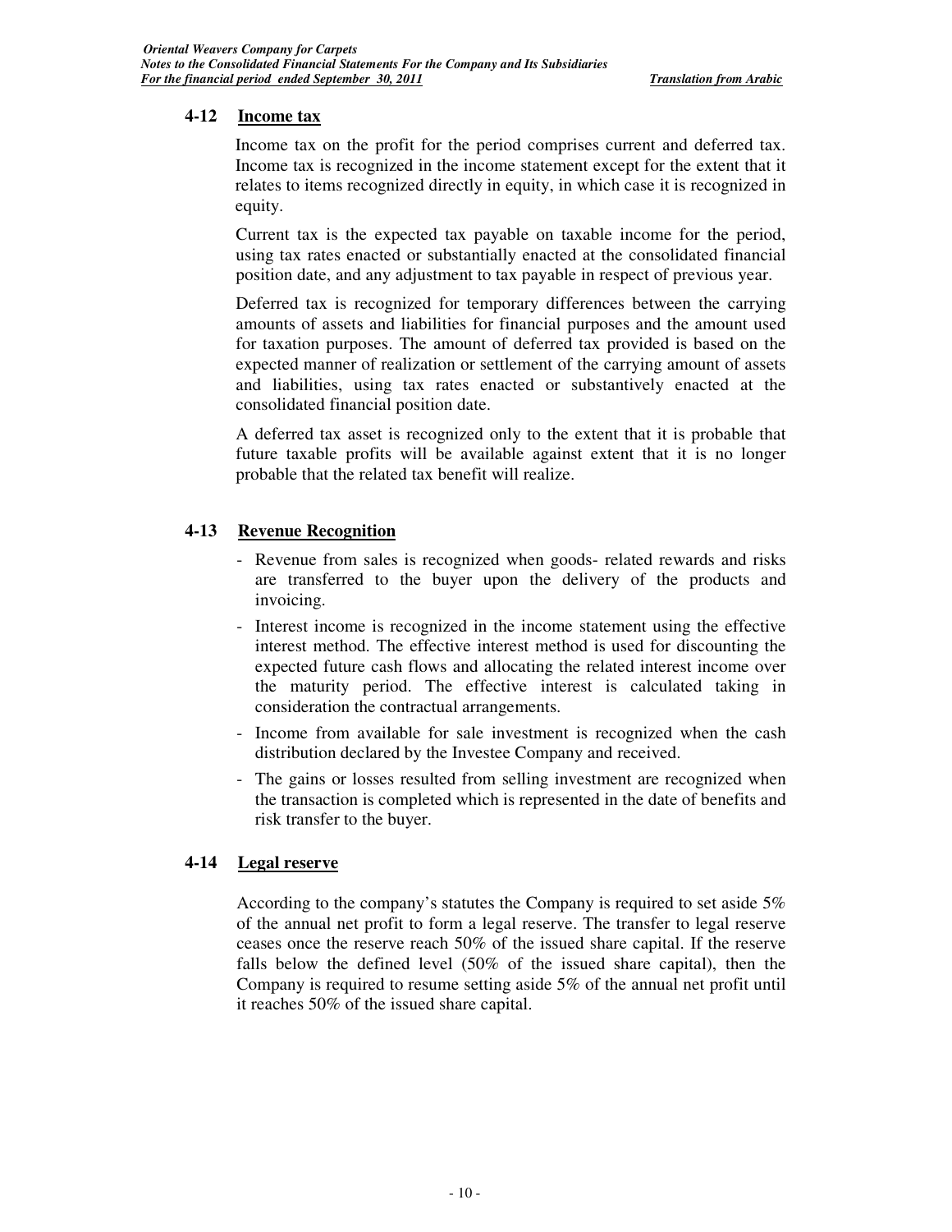## 4-12 Income tax

Income tax on the profit for the period comprises current and deferred tax. Income tax is recognized in the income statement except for the extent that it relates to items recognized directly in equity, in which case it is recognized in equity.

Current tax is the expected tax payable on taxable income for the period, using tax rates enacted or substantially enacted at the consolidated financial position date, and any adjustment to tax payable in respect of previous year.

Deferred tax is recognized for temporary differences between the carrying amounts of assets and liabilities for financial purposes and the amount used for taxation purposes. The amount of deferred tax provided is based on the expected manner of realization or settlement of the carrying amount of assets and liabilities, using tax rates enacted or substantively enacted at the consolidated financial position date.

A deferred tax asset is recognized only to the extent that it is probable that future taxable profits will be available against extent that it is no longer probable that the related tax benefit will realize.

## 4-13 Revenue Recognition

- Revenue from sales is recognized when goods- related rewards and risks are transferred to the buyer upon the delivery of the products and invoicing.
- Interest income is recognized in the income statement using the effective interest method. The effective interest method is used for discounting the expected future cash flows and allocating the related interest income over the maturity period. The effective interest is calculated taking in consideration the contractual arrangements.
- Income from available for sale investment is recognized when the cash distribution declared by the Investee Company and received.
- The gains or losses resulted from selling investment are recognized when the transaction is completed which is represented in the date of benefits and risk transfer to the buyer.

## 4-14 Legal reserve

According to the company's statutes the Company is required to set aside 5% of the annual net profit to form a legal reserve. The transfer to legal reserve ceases once the reserve reach 50% of the issued share capital. If the reserve falls below the defined level (50% of the issued share capital), then the Company is required to resume setting aside 5% of the annual net profit until it reaches 50% of the issued share capital.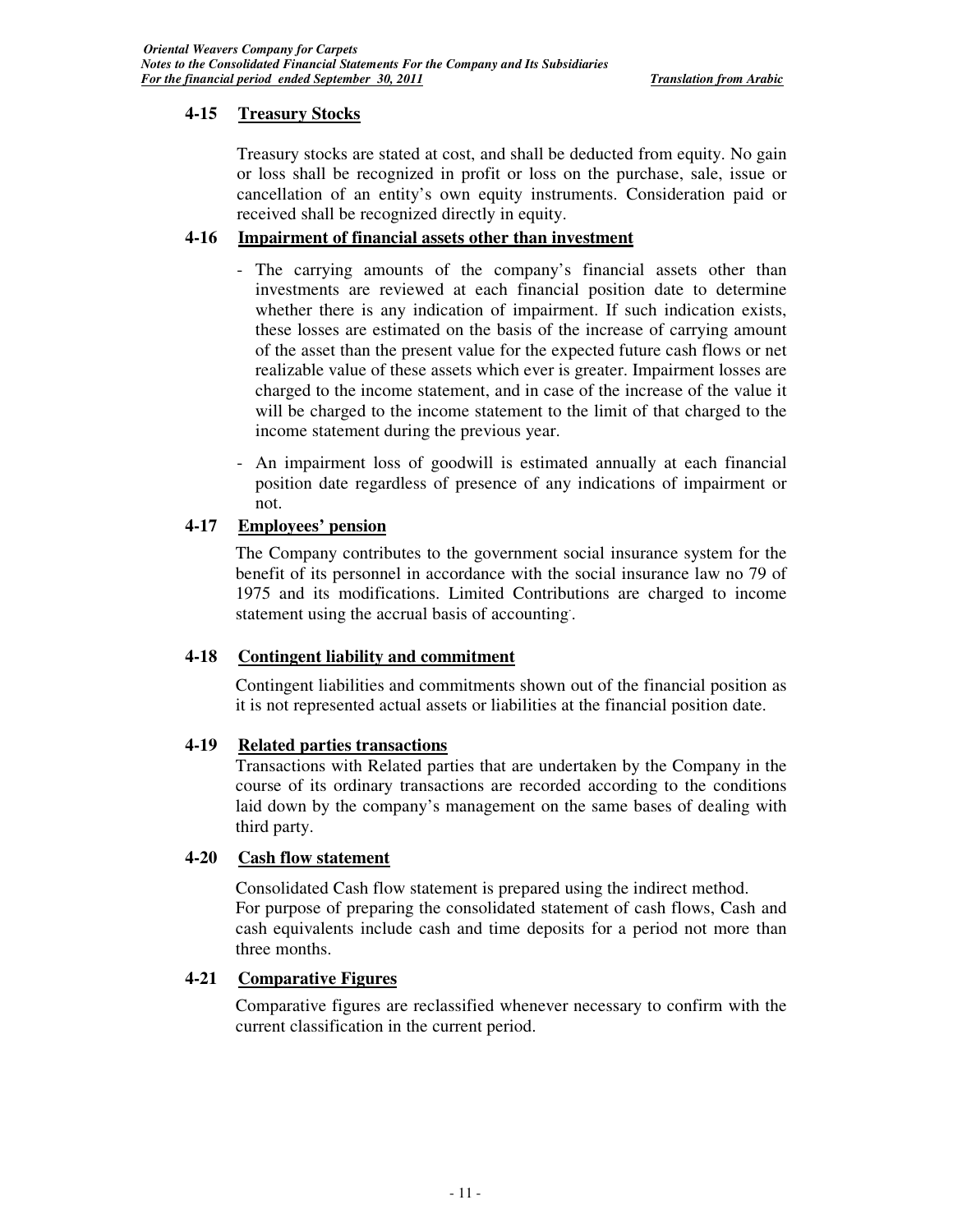### 4-15 Treasury Stocks

Treasury stocks are stated at cost, and shall be deducted from equity. No gain or loss shall be recognized in profit or loss on the purchase, sale, issue or cancellation of an entity's own equity instruments. Consideration paid or received shall be recognized directly in equity.

### 4-16 Impairment of financial assets other than investment

- The carrying amounts of the company's financial assets other than investments are reviewed at each financial position date to determine whether there is any indication of impairment. If such indication exists, these losses are estimated on the basis of the increase of carrying amount of the asset than the present value for the expected future cash flows or net realizable value of these assets which ever is greater. Impairment losses are charged to the income statement, and in case of the increase of the value it will be charged to the income statement to the limit of that charged to the income statement during the previous year.
- An impairment loss of goodwill is estimated annually at each financial position date regardless of presence of any indications of impairment or not.

### 4-17 Employees' pension

The Company contributes to the government social insurance system for the benefit of its personnel in accordance with the social insurance law no 79 of 1975 and its modifications. Limited Contributions are charged to income statement using the accrual basis of accounting.

### 4-18 Contingent liability and commitment

Contingent liabilities and commitments shown out of the financial position as it is not represented actual assets or liabilities at the financial position date.

### 4-19 Related parties transactions

Transactions with Related parties that are undertaken by the Company in the course of its ordinary transactions are recorded according to the conditions laid down by the company's management on the same bases of dealing with third party.

### 4-20 Cash flow statement

Consolidated Cash flow statement is prepared using the indirect method.
For purpose of preparing the consolidated statement of cash flows, Cash and cash equivalents include cash and time deposits for a period not more than three months.

### 4-21 Comparative Figures

Comparative figures are reclassified whenever necessary to confirm with the current classification in the current period.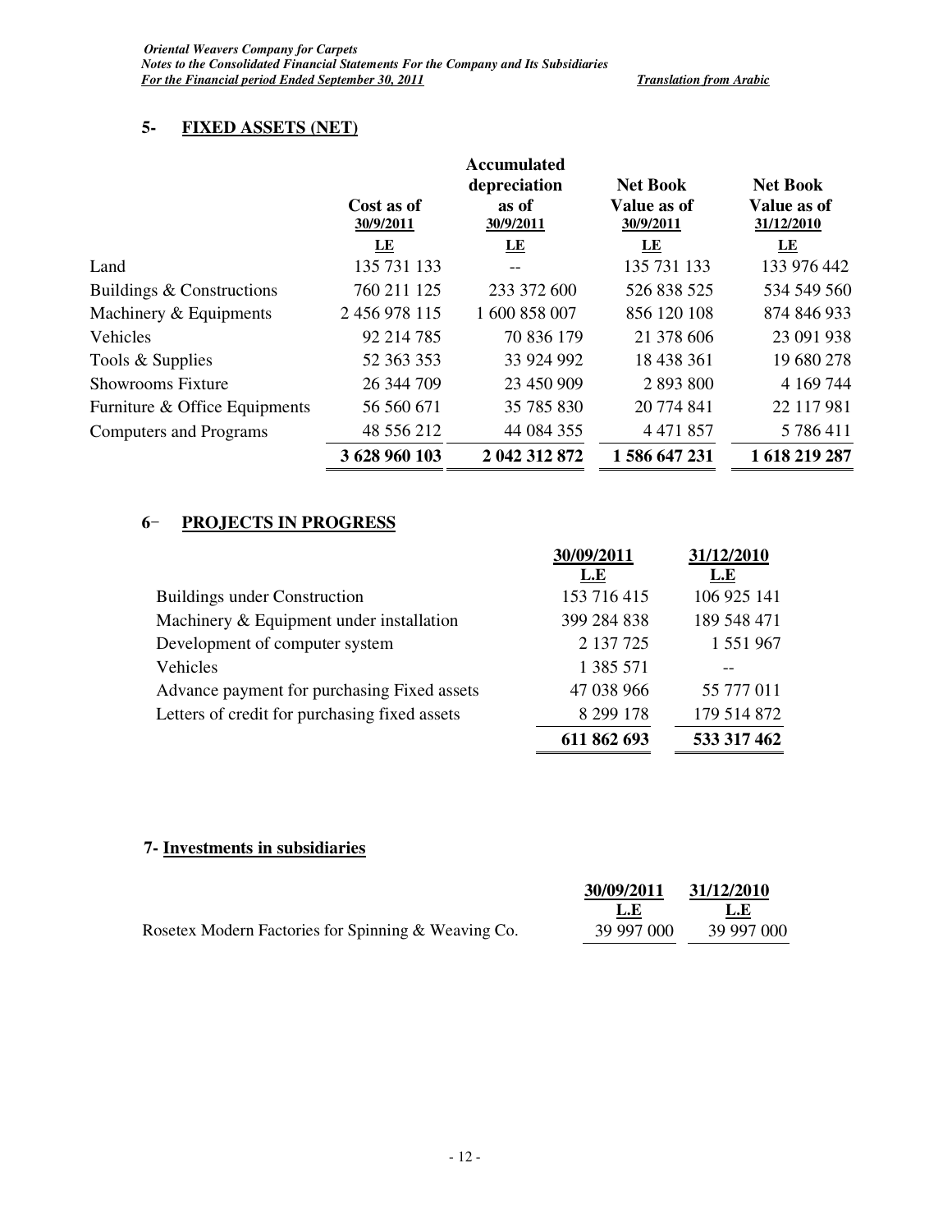## 5- FIXED ASSETS (NET)

| | Cost as of 30/9/2011 | Accumulated depreciation as of 30/9/2011 | Net Book Value as of 30/9/2011 | Net Book Value as of 31/12/2010 |
|---|---|---|---|---|
| | LE | LE | LE | LE |
| Land | 135 731 133 | -- | 135 731 133 | 133 976 442 |
| Buildings & Constructions | 760 211 125 | 233 372 600 | 526 838 525 | 534 549 560 |
| Machinery & Equipments | 2 456 978 115 | 1 600 858 007 | 856 120 108 | 874 846 933 |
| Vehicles | 92 214 785 | 70 836 179 | 21 378 606 | 23 091 938 |
| Tools & Supplies | 52 363 353 | 33 924 992 | 18 438 361 | 19 680 278 |
| Showrooms Fixture | 26 344 709 | 23 450 909 | 2 893 800 | 4 169 744 |
| Furniture & Office Equipments | 56 560 671 | 35 785 830 | 20 774 841 | 22 117 981 |
| Computers and Programs | 48 556 212 | 44 084 355 | 4 471 857 | 5 786 411 |
| | **3 628 960 103** | **2 042 312 872** | **1 586 647 231** | **1 618 219 287** |

## 6- PROJECTS IN PROGRESS

| | 30/09/2011 | 31/12/2010 |
|---|---|---|
| | L.E | L.E |
| Buildings under Construction | 153 716 415 | 106 925 141 |
| Machinery & Equipment under installation | 399 284 838 | 189 548 471 |
| Development of computer system | 2 137 725 | 1 551 967 |
| Vehicles | 1 385 571 | -- |
| Advance payment for purchasing Fixed assets | 47 038 966 | 55 777 011 |
| Letters of credit for purchasing fixed assets | 8 299 178 | 179 514 872 |
| | **611 862 693** | **533 317 462** |

## 7- Investments in subsidiaries

| | 30/09/2011 | 31/12/2010 |
|---|---|---|
| | L.E | L.E |
| Rosetex Modern Factories for Spinning & Weaving Co. | 39 997 000 | 39 997 000 |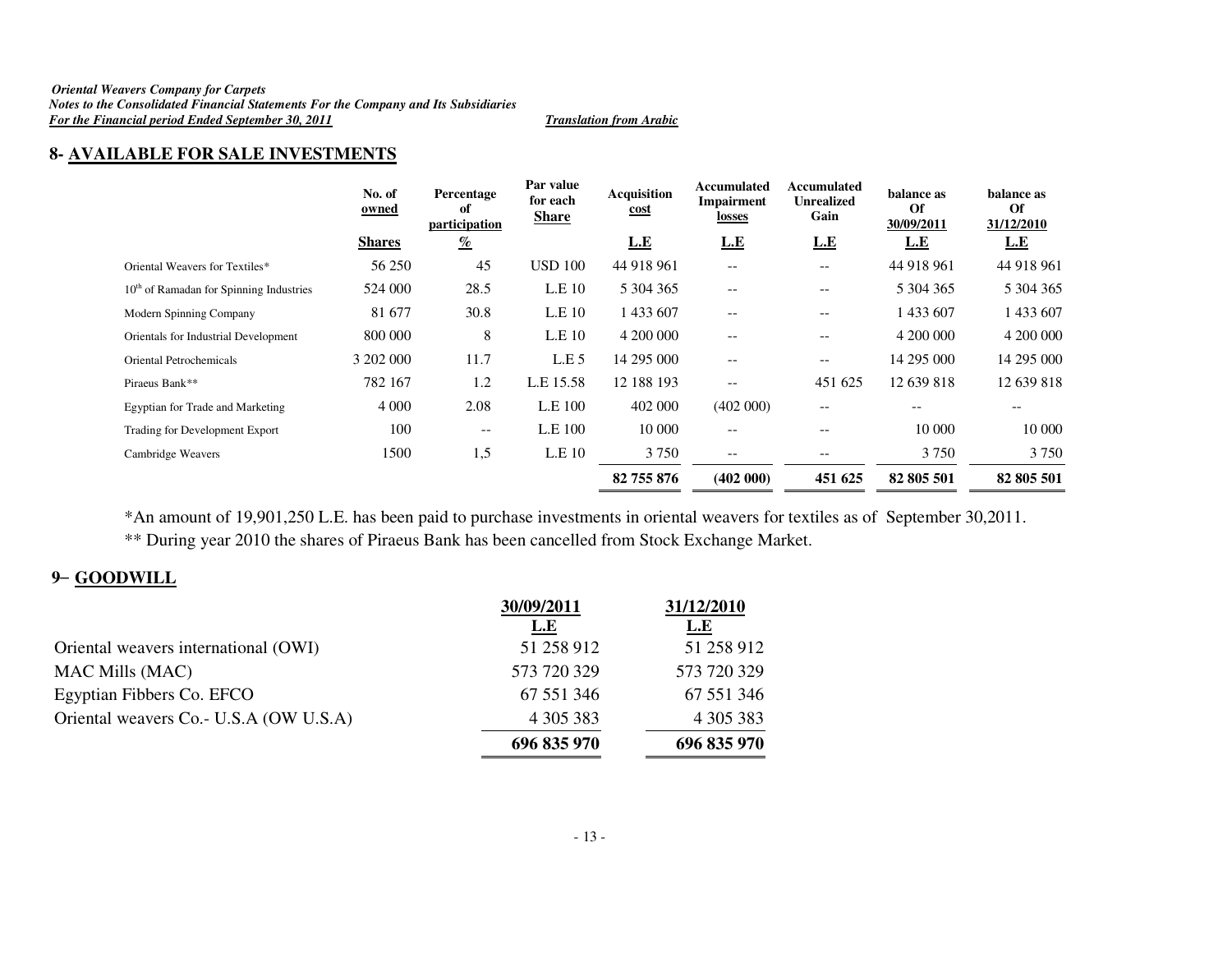## 8- AVAILABLE FOR SALE INVESTMENTS

| | No. of owned | Percentage of participation | Par value for each Share | Acquisition cost | Accumulated Impairment losses | Accumulated Unrealized Gain | balance as Of 30/09/2011 | balance as Of 31/12/2010 |
|---|---|---|---|---|---|---|---|---|
| | Shares | % | | L.E | L.E | L.E | L.E | L.E |
| Oriental Weavers for Textiles* | 56 250 | 45 | USD 100 | 44 918 961 | -- | -- | 44 918 961 | 44 918 961 |
| 10th of Ramadan for Spinning Industries | 524 000 | 28.5 | L.E 10 | 5 304 365 | -- | -- | 5 304 365 | 5 304 365 |
| Modern Spinning Company | 81 677 | 30.8 | L.E 10 | 1 433 607 | -- | -- | 1 433 607 | 1 433 607 |
| Orientals for Industrial Development | 800 000 | 8 | L.E 10 | 4 200 000 | -- | -- | 4 200 000 | 4 200 000 |
| Oriental Petrochemicals | 3 202 000 | 11.7 | L.E 5 | 14 295 000 | -- | -- | 14 295 000 | 14 295 000 |
| Piraeus Bank** | 782 167 | 1.2 | L.E 15.58 | 12 188 193 | -- | 451 625 | 12 639 818 | 12 639 818 |
| Egyptian for Trade and Marketing | 4 000 | 2.08 | L.E 100 | 402 000 | (402 000) | -- | -- | -- |
| Trading for Development Export | 100 | -- | L.E 100 | 10 000 | -- | -- | 10 000 | 10 000 |
| Cambridge Weavers | 1500 | 1,5 | L.E 10 | 3 750 | -- | -- | 3 750 | 3 750 |
| | | | | **82 755 876** | **(402 000)** | **451 625** | **82 805 501** | **82 805 501** |

*An amount of 19,901,250 L.E. has been paid to purchase investments in oriental weavers for textiles as of September 30,2011.

** During year 2010 the shares of Piraeus Bank has been cancelled from Stock Exchange Market.

## 9– GOODWILL

| | 30/09/2011 | 31/12/2010 |
|---|---|---|
| | L.E | L.E |
| Oriental weavers international (OWI) | 51 258 912 | 51 258 912 |
| MAC Mills (MAC) | 573 720 329 | 573 720 329 |
| Egyptian Fibbers Co. EFCO | 67 551 346 | 67 551 346 |
| Oriental weavers Co.- U.S.A (OW U.S.A) | 4 305 383 | 4 305 383 |
| | **696 835 970** | **696 835 970** |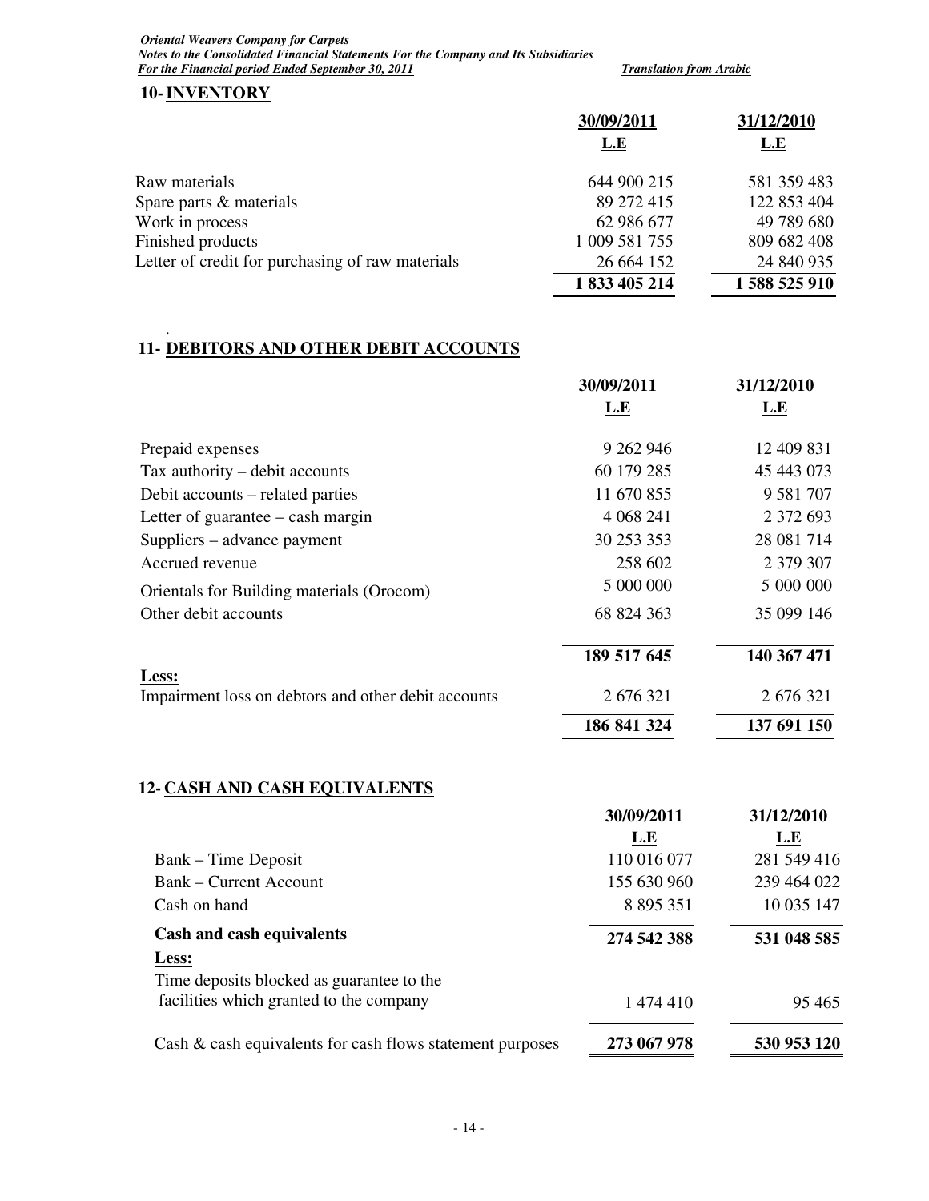## 10- INVENTORY

| | 30/09/2011 | 31/12/2010 |
|---|---|---|
| | L.E | L.E |
| Raw materials | 644 900 215 | 581 359 483 |
| Spare parts & materials | 89 272 415 | 122 853 404 |
| Work in process | 62 986 677 | 49 789 680 |
| Finished products | 1 009 581 755 | 809 682 408 |
| Letter of credit for purchasing of raw materials | 26 664 152 | 24 840 935 |
| | **1 833 405 214** | **1 588 525 910** |

## 11- DEBITORS AND OTHER DEBIT ACCOUNTS

| | 30/09/2011 | 31/12/2010 |
|---|---|---|
| | L.E | L.E |
| Prepaid expenses | 9 262 946 | 12 409 831 |
| Tax authority – debit accounts | 60 179 285 | 45 443 073 |
| Debit accounts – related parties | 11 670 855 | 9 581 707 |
| Letter of guarantee – cash margin | 4 068 241 | 2 372 693 |
| Suppliers – advance payment | 30 253 353 | 28 081 714 |
| Accrued revenue | 258 602 | 2 379 307 |
| Orientals for Building materials (Orocom) | 5 000 000 | 5 000 000 |
| Other debit accounts | 68 824 363 | 35 099 146 |
| | **189 517 645** | **140 367 471** |
| **Less:** | | |
| Impairment loss on debtors and other debit accounts | 2 676 321 | 2 676 321 |
| | **186 841 324** | **137 691 150** |

## 12- CASH AND CASH EQUIVALENTS

| | 30/09/2011 | 31/12/2010 |
|---|---|---|
| | L.E | L.E |
| Bank – Time Deposit | 110 016 077 | 281 549 416 |
| Bank – Current Account | 155 630 960 | 239 464 022 |
| Cash on hand | 8 895 351 | 10 035 147 |
| **Cash and cash equivalents** | **274 542 388** | **531 048 585** |
| **Less:** | | |
| Time deposits blocked as guarantee to the facilities which granted to the company | 1 474 410 | 95 465 |
| Cash & cash equivalents for cash flows statement purposes | **273 067 978** | **530 953 120** |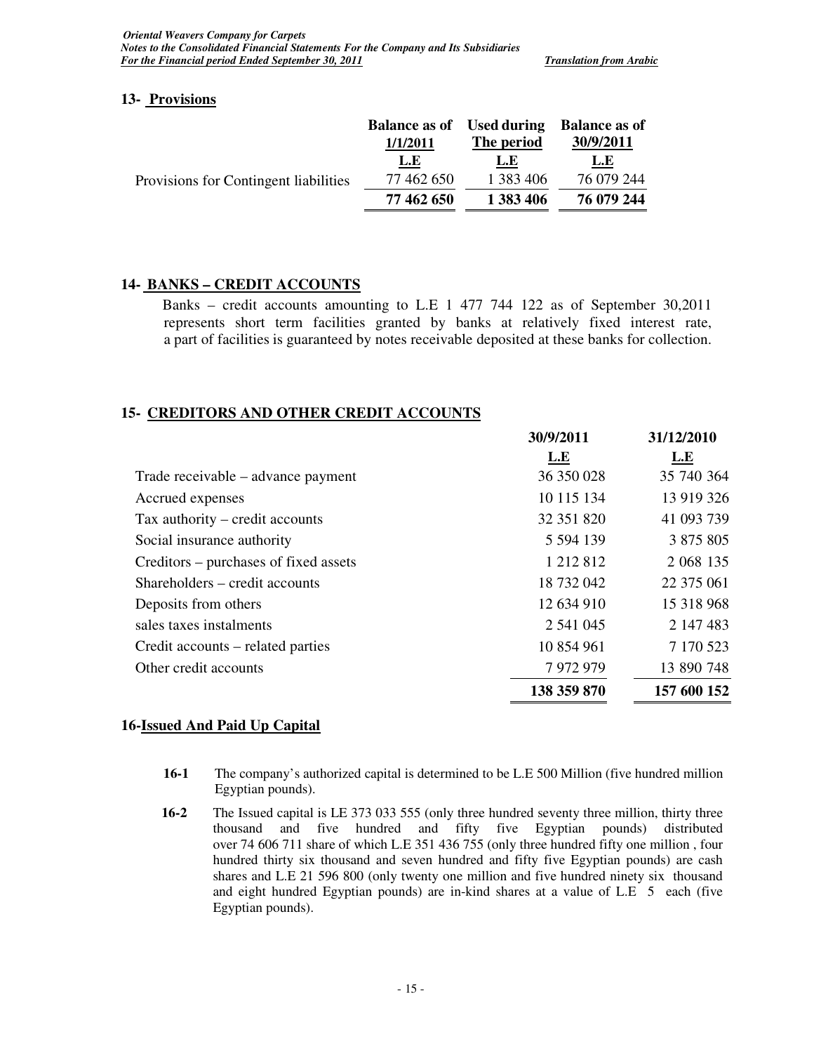## 13- Provisions

| | Balance as of 1/1/2011 | Used during The period | Balance as of 30/9/2011 |
|---|---|---|---|
| | L.E | L.E | L.E |
| Provisions for Contingent liabilities | 77 462 650 | 1 383 406 | 76 079 244 |
| | **77 462 650** | **1 383 406** | **76 079 244** |

## 14- BANKS – CREDIT ACCOUNTS

Banks – credit accounts amounting to L.E 1 477 744 122 as of September 30,2011 represents short term facilities granted by banks at relatively fixed interest rate, a part of facilities is guaranteed by notes receivable deposited at these banks for collection.

## 15- CREDITORS AND OTHER CREDIT ACCOUNTS

| | 30/9/2011 | 31/12/2010 |
|---|---|---|
| | L.E | L.E |
| Trade receivable – advance payment | 36 350 028 | 35 740 364 |
| Accrued expenses | 10 115 134 | 13 919 326 |
| Tax authority – credit accounts | 32 351 820 | 41 093 739 |
| Social insurance authority | 5 594 139 | 3 875 805 |
| Creditors – purchases of fixed assets | 1 212 812 | 2 068 135 |
| Shareholders – credit accounts | 18 732 042 | 22 375 061 |
| Deposits from others | 12 634 910 | 15 318 968 |
| sales taxes instalments | 2 541 045 | 2 147 483 |
| Credit accounts – related parties | 10 854 961 | 7 170 523 |
| Other credit accounts | 7 972 979 | 13 890 748 |
| | **138 359 870** | **157 600 152** |

## 16-Issued And Paid Up Capital

**16-1** The company's authorized capital is determined to be L.E 500 Million (five hundred million Egyptian pounds).

**16-2** The Issued capital is LE 373 033 555 (only three hundred seventy three million, thirty three thousand and five hundred and fifty five Egyptian pounds) distributed over 74 606 711 share of which L.E 351 436 755 (only three hundred fifty one million , four hundred thirty six thousand and seven hundred and fifty five Egyptian pounds) are cash shares and L.E 21 596 800 (only twenty one million and five hundred ninety six thousand and eight hundred Egyptian pounds) are in-kind shares at a value of L.E 5 each (five Egyptian pounds).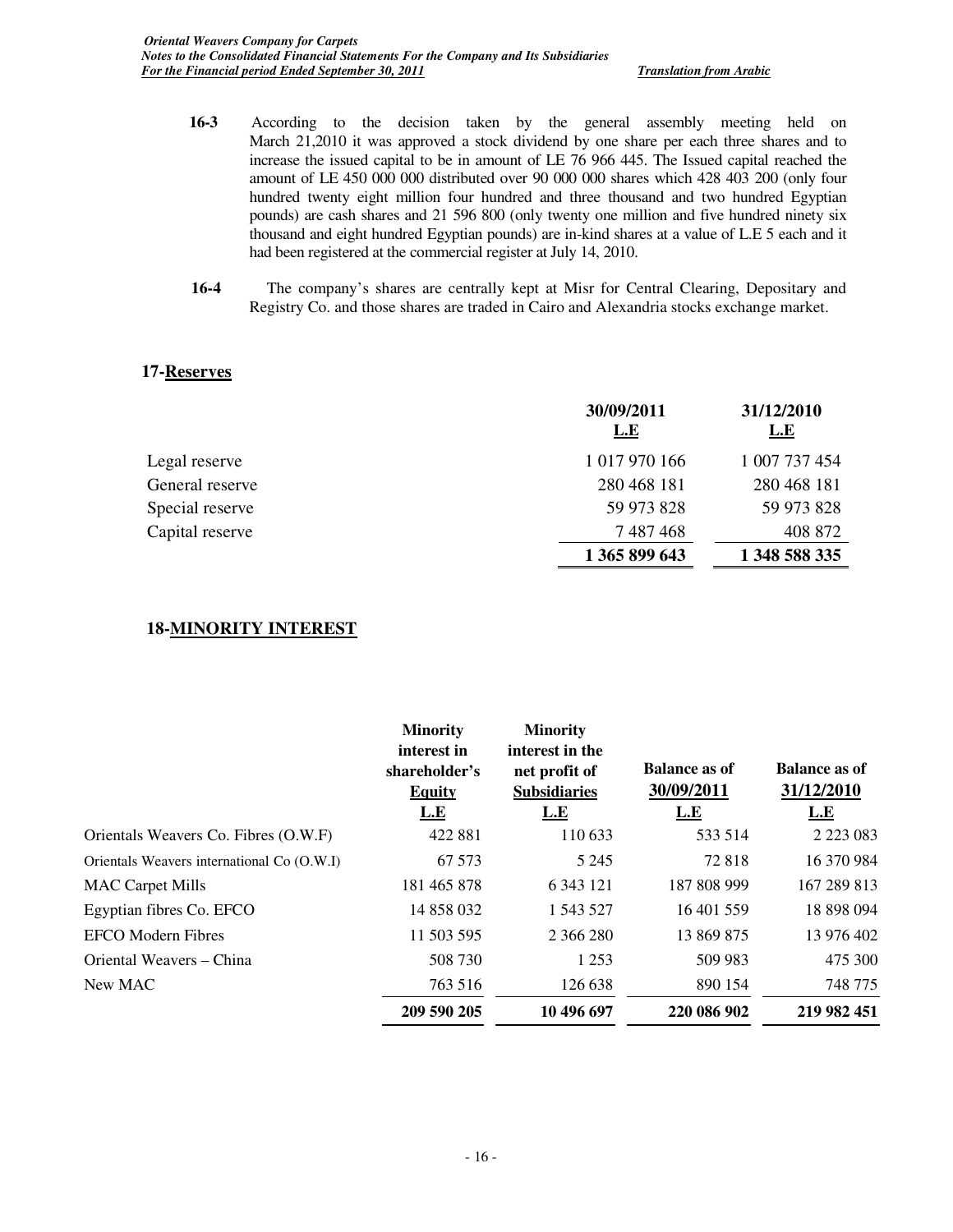**16-3** According to the decision taken by the general assembly meeting held on March 21,2010 it was approved a stock dividend by one share per each three shares and to increase the issued capital to be in amount of LE 76 966 445. The Issued capital reached the amount of LE 450 000 000 distributed over 90 000 000 shares which 428 403 200 (only four hundred twenty eight million four hundred and three thousand and two hundred Egyptian pounds) are cash shares and 21 596 800 (only twenty one million and five hundred ninety six thousand and eight hundred Egyptian pounds) are in-kind shares at a value of L.E 5 each and it had been registered at the commercial register at July 14, 2010.

**16-4** The company's shares are centrally kept at Misr for Central Clearing, Depositary and Registry Co. and those shares are traded in Cairo and Alexandria stocks exchange market.

## 17-Reserves

| | 30/09/2011 L.E | 31/12/2010 L.E |
|---|---|---|
| Legal reserve | 1 017 970 166 | 1 007 737 454 |
| General reserve | 280 468 181 | 280 468 181 |
| Special reserve | 59 973 828 | 59 973 828 |
| Capital reserve | 7 487 468 | 408 872 |
| | **1 365 899 643** | **1 348 588 335** |

## 18-MINORITY INTEREST

| | Minority interest in shareholder's Equity L.E | Minority interest in the net profit of Subsidiaries L.E | Balance as of 30/09/2011 L.E | Balance as of 31/12/2010 L.E |
|---|---|---|---|---|
| Orientals Weavers Co. Fibres (O.W.F) | 422 881 | 110 633 | 533 514 | 2 223 083 |
| Orientals Weavers international Co (O.W.I) | 67 573 | 5 245 | 72 818 | 16 370 984 |
| MAC Carpet Mills | 181 465 878 | 6 343 121 | 187 808 999 | 167 289 813 |
| Egyptian fibres Co. EFCO | 14 858 032 | 1 543 527 | 16 401 559 | 18 898 094 |
| EFCO Modern Fibres | 11 503 595 | 2 366 280 | 13 869 875 | 13 976 402 |
| Oriental Weavers – China | 508 730 | 1 253 | 509 983 | 475 300 |
| New MAC | 763 516 | 126 638 | 890 154 | 748 775 |
| | **209 590 205** | **10 496 697** | **220 086 902** | **219 982 451** |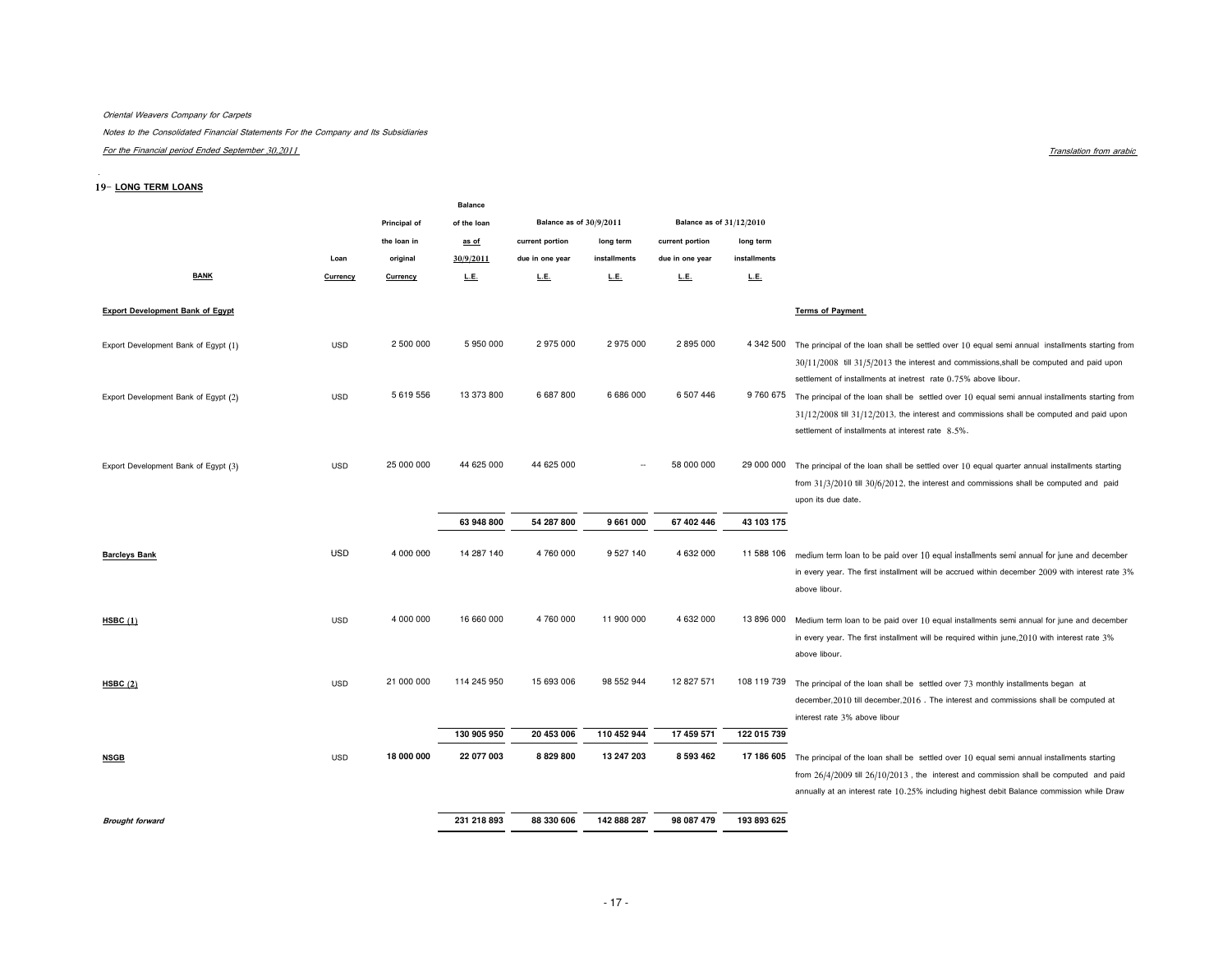Oriental Weavers Company for Carpets

Notes to the Consolidated Financial Statements For the Company and Its Subsidiaries

For the Financial period Ended September 30,2011

Translation from arabic

## 19- LONG TERM LOANS

| BANK | Loan Currency | Principal of the loan in original Currency | Balance of the loan as of 30/9/2011 L.E. | Balance as of 30/9/2011 current portion due in one year L.E. | Balance as of 30/9/2011 long term installments L.E. | Balance as of 31/12/2010 current portion due in one year L.E. | Balance as of 31/12/2010 long term installments L.E. | Terms of Payment |
|---|---|---|---|---|---|---|---|---|
| **Export Development Bank of Egypt** | | | | | | | | |
| Export Development Bank of Egypt (1) | USD | 2 500 000 | 5 950 000 | 2 975 000 | 2 975 000 | 2 895 000 | 4 342 500 | The principal of the loan shall be settled over 10 equal semi annual installments starting from 30/11/2008 till 31/5/2013 the interest and commissions,shall be computed and paid upon settlement of installments at inetrest rate 0.75% above libour. |
| Export Development Bank of Egypt (2) | USD | 5 619 556 | 13 373 800 | 6 687 800 | 6 686 000 | 6 507 446 | 9 760 675 | The principal of the loan shall be settled over 10 equal semi annual installments starting from 31/12/2008 till 31/12/2013, the interest and commissions shall be computed and paid upon settlement of installments at interest rate 8.5%. |
| Export Development Bank of Egypt (3) | USD | 25 000 000 | 44 625 000 | 44 625 000 | -- | 58 000 000 | 29 000 000 | The principal of the loan shall be settled over 10 equal quarter annual installments starting from 31/3/2010 till 30/6/2012, the interest and commissions shall be computed and paid upon its due date. |
| | | | **63 948 800** | **54 287 800** | **9 661 000** | **67 402 446** | **43 103 175** | |
| **Barcleys Bank** | USD | 4 000 000 | 14 287 140 | 4 760 000 | 9 527 140 | 4 632 000 | 11 588 106 | medium term loan to be paid over 10 equal installments semi annual for june and december in every year. The first installment will be accrued within december 2009 with interest rate 3% above libour. |
| **HSBC (1)** | USD | 4 000 000 | 16 660 000 | 4 760 000 | 11 900 000 | 4 632 000 | 13 896 000 | Medium term loan to be paid over 10 equal installments semi annual for june and december in every year. The first installment will be required within june,2010 with interest rate 3% above libour. |
| **HSBC (2)** | USD | 21 000 000 | 114 245 950 | 15 693 006 | 98 552 944 | 12 827 571 | 108 119 739 | The principal of the loan shall be settled over 73 monthly installments began at december,2010 till december,2016 . The interest and commissions shall be computed at interest rate 3% above libour |
| | | | **130 905 950** | **20 453 006** | **110 452 944** | **17 459 571** | **122 015 739** | |
| **NSGB** | USD | **18 000 000** | **22 077 003** | **8 829 800** | **13 247 203** | **8 593 462** | **17 186 605** | The principal of the loan shall be settled over 10 equal semi annual installments starting from 26/4/2009 till 26/10/2013 , the interest and commission shall be computed and paid annually at an interest rate 10.25% including highest debit Balance commission while Draw |
| ***Brought forward*** | | | **231 218 893** | **88 330 606** | **142 888 287** | **98 087 479** | **193 893 625** | |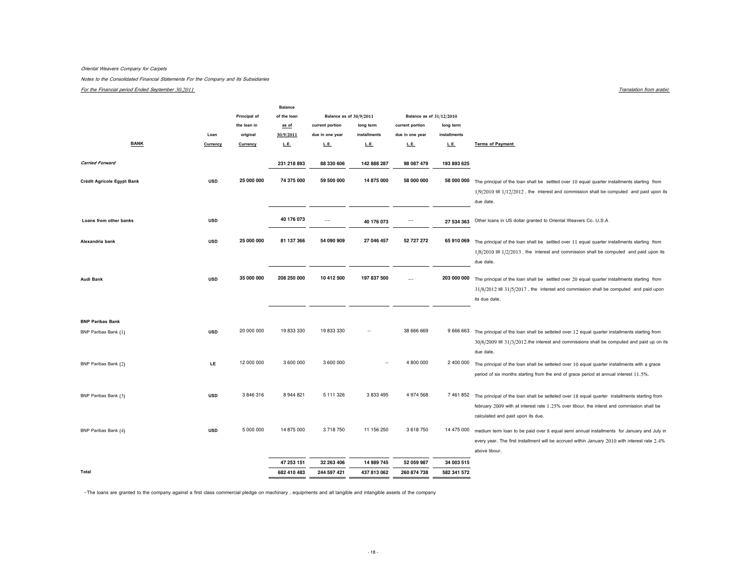*Oriental Weavers Company for Carpets*

*Notes to the Consolidated Financial Statements For the Company and Its Subsidiaries*

*For the Financial period Ended September 30,2011*

*Translation from arabic*

| BANK | Loan Currency | Principal of the loan in original Currency | Balance of the loan as of 30/9/2011 L.E. | Balance as of 30/9/2011 current portion due in one year L.E. | Balance as of 30/9/2011 long term installments L.E. | Balance as of 31/12/2010 current portion due in one year L.E. | Balance as of 31/12/2010 long term installments L.E. | Terms of Payment |
|---|---|---|---|---|---|---|---|---|
| ***Carried Forward*** | | | **231 218 893** | **88 330 606** | **142 888 287** | **98 087 479** | **193 893 625** | |
| **Crédit Agricole Egypt Bank** | **USD** | **25 000 000** | **74 375 000** | **59 500 000** | **14 875 000** | **58 000 000** | **58 000 000** | The principal of the loan shall be settled over 10 equal quarter installments starting from 1/9/2010 till 1/12/2012 , the interest and commission shall be computed and paid upon its due date. |
| **Loans from other banks** | **USD** | | **40 176 073** | -- | **40 176 073** | -- | **27 534 363** | Other loans in US dollar granted to Oriental Weavers Co. U.S.A |
| **Alexandria bank** | **USD** | **25 000 000** | **81 137 366** | **54 090 909** | **27 046 457** | **52 727 272** | **65 910 069** | The principal of the loan shall be settled over 11 equal quarter installments starting from 1/8/2010 till 1/2/2013 , the interest and commission shall be computed and paid upon its due date. |
| **Audi Bank** | **USD** | **35 000 000** | **208 250 000** | **10 412 500** | **197 837 500** | -- | **203 000 000** | The principal of the loan shall be settled over 20 equal quarter installments starting from 31/8/2012 till 31/5/2017 , the interest and commission shall be computed and paid upon its due date. |
| **BNP Paribas Bank** | | | | | | | | |
| BNP Paribas Bank (1) | **USD** | 20 000 000 | 19 833 330 | 19 833 330 | -- | 38 666 669 | 9 666 663 | The principal of the loan shall be setteled over 12 equal quarter installments starting from 30/6/2009 till 31/3/2012.the interest and commissions shall be computed and paid up on its due date. |
| BNP Paribas Bank (2) | **LE** | 12 000 000 | 3 600 000 | 3 600 000 | -- | 4 800 000 | 2 400 000 | The principal of the loan shall be setteled over 10 equal quarter installments with a grace period of six months starting from the end of grace period at annual interest 11.5%. |
| BNP Paribas Bank (3) | **USD** | 3 846 316 | 8 944 821 | 5 111 326 | 3 833 495 | 4 974 568 | 7 461 852 | The principal of the loan shall be setteled over 18 equal quarter installments starting from february 2009 with at interest rate 1.25% over libour, the interst and commission shall be calculated and paid upon its due. |
| BNP Paribas Bank (4) | **USD** | 5 000 000 | 14 875 000 | 3 718 750 | 11 156 250 | 3 618 750 | 14 475 000 | medium term loan to be paid over 8 equal semi annual installments for January and July in every year. The first installment will be accrued within January 2010 with interest rate 2.4% above libour. |
| | | | **47 253 151** | **32 263 406** | **14 989 745** | **52 059 987** | **34 003 515** | |
| **Total** | | | **682 410 483** | **244 597 421** | **437 813 062** | **260 874 738** | **582 341 572** | |

-The loans are granted to the company against a first class commercial pledge on machinary , equipments and all tangible and intangible assets of the company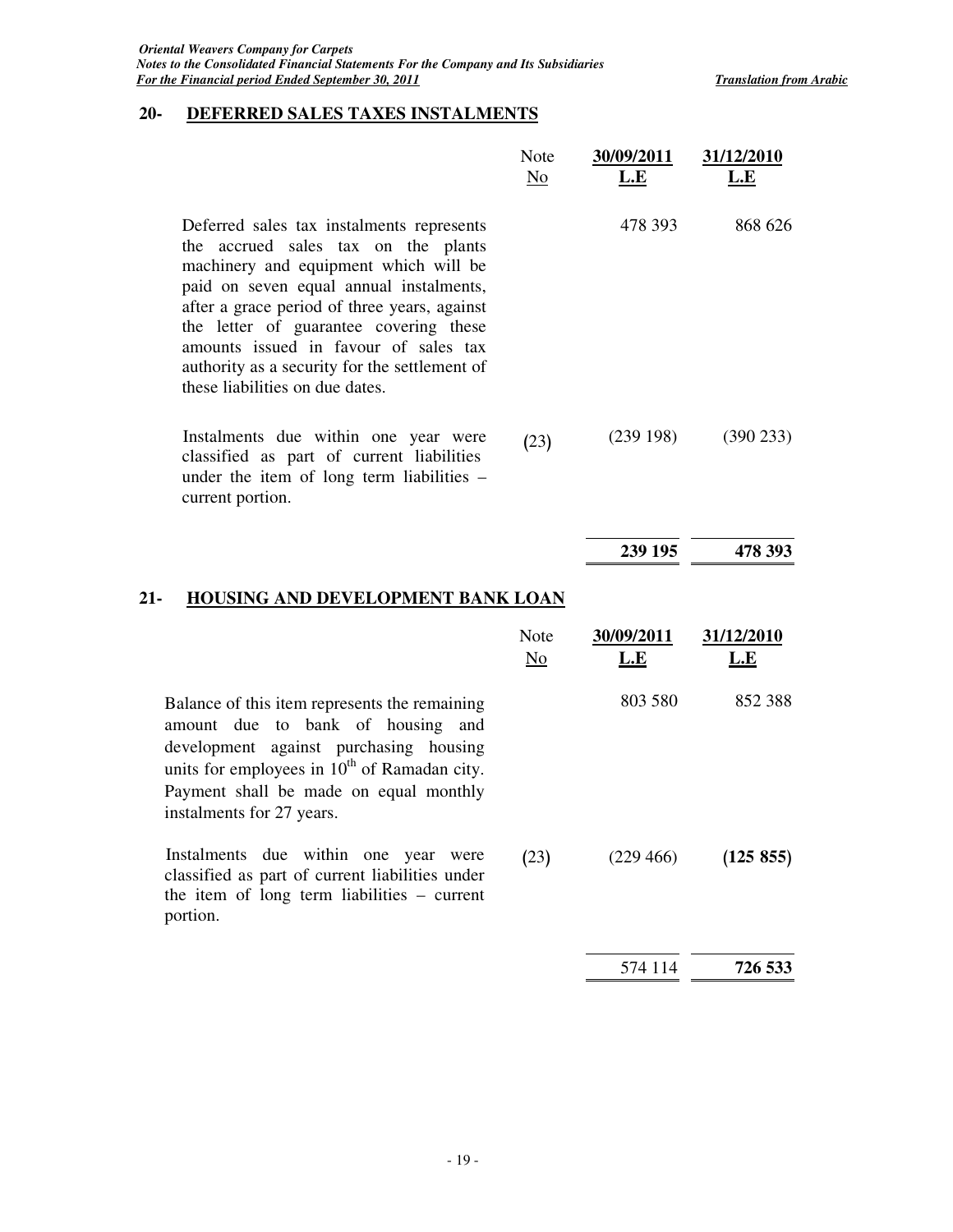## 20- DEFERRED SALES TAXES INSTALMENTS

| | Note No | 30/09/2011 L.E | 31/12/2010 L.E |
|---|---|---|---|
| Deferred sales tax instalments represents the accrued sales tax on the plants machinery and equipment which will be paid on seven equal annual instalments, after a grace period of three years, against the letter of guarantee covering these amounts issued in favour of sales tax authority as a security for the settlement of these liabilities on due dates. | | 478 393 | 868 626 |
| Instalments due within one year were classified as part of current liabilities under the item of long term liabilities – current portion. | (23) | (239 198) | (390 233) |
| | | **239 195** | **478 393** |

## 21- HOUSING AND DEVELOPMENT BANK LOAN

| | Note No | 30/09/2011 L.E | 31/12/2010 L.E |
|---|---|---|---|
| Balance of this item represents the remaining amount due to bank of housing and development against purchasing housing units for employees in 10th of Ramadan city. Payment shall be made on equal monthly instalments for 27 years. | | 803 580 | 852 388 |
| Instalments due within one year were classified as part of current liabilities under the item of long term liabilities – current portion. | (23) | (229 466) | **(125 855)** |
| | | 574 114 | **726 533** |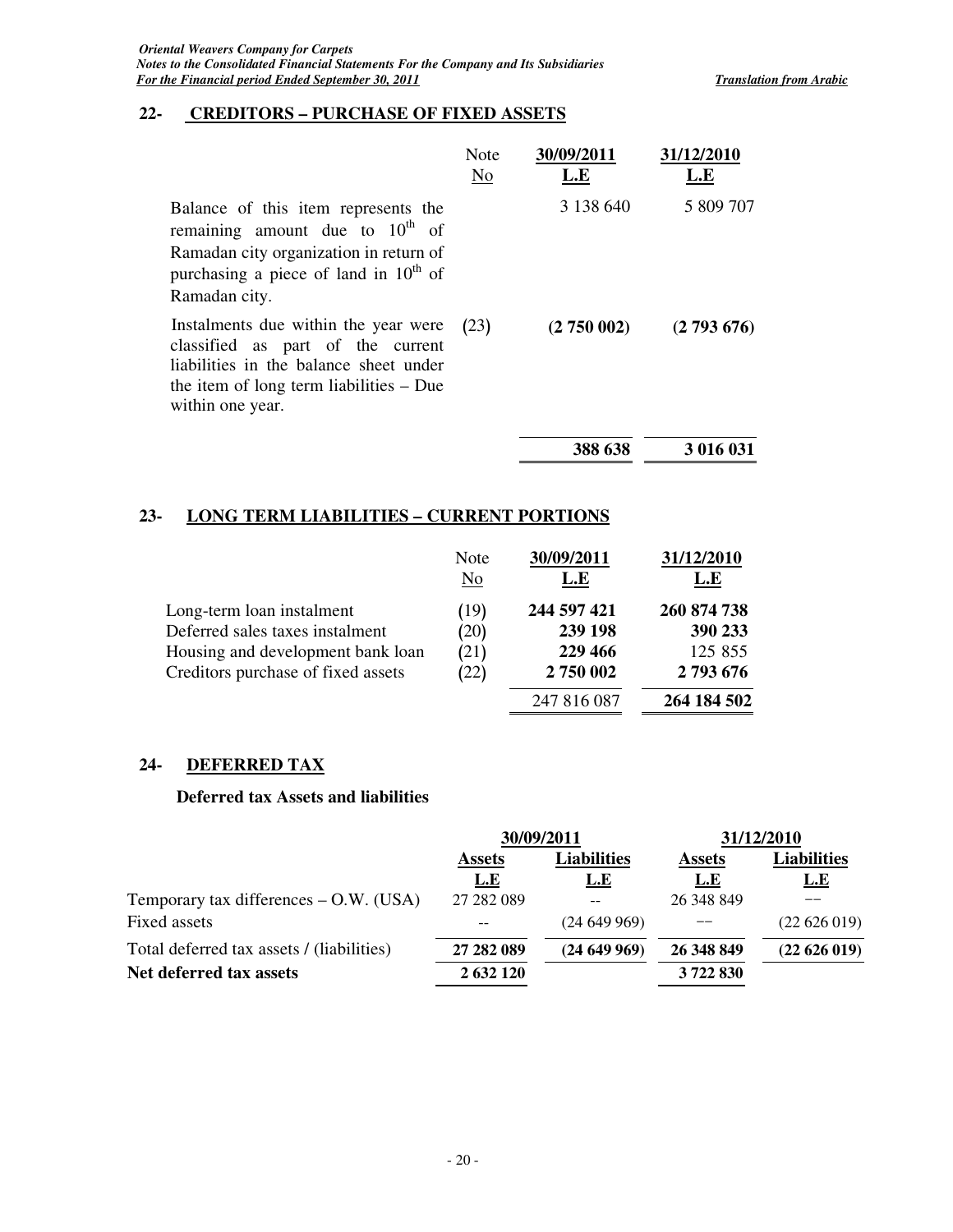## 22- CREDITORS – PURCHASE OF FIXED ASSETS

| | Note No | 30/09/2011 L.E | 31/12/2010 L.E |
|---|---|---|---|
| Balance of this item represents the remaining amount due to 10th of Ramadan city organization in return of purchasing a piece of land in 10th of Ramadan city. | | 3 138 640 | 5 809 707 |
| Instalments due within the year were classified as part of the current liabilities in the balance sheet under the item of long term liabilities – Due within one year. | (23) | **(2 750 002)** | **(2 793 676)** |
| | | **388 638** | **3 016 031** |

## 23- LONG TERM LIABILITIES – CURRENT PORTIONS

| | Note No | 30/09/2011 L.E | 31/12/2010 L.E |
|---|---|---|---|
| Long-term loan instalment | (19) | **244 597 421** | **260 874 738** |
| Deferred sales taxes instalment | (20) | **239 198** | **390 233** |
| Housing and development bank loan | (21) | **229 466** | 125 855 |
| Creditors purchase of fixed assets | (22) | **2 750 002** | **2 793 676** |
| | | 247 816 087 | **264 184 502** |

## 24- DEFERRED TAX

**Deferred tax Assets and liabilities**

| | 30/09/2011 | | 31/12/2010 | |
|---|---|---|---|---|
| | Assets L.E | Liabilities L.E | Assets L.E | Liabilities L.E |
| Temporary tax differences – O.W. (USA) | 27 282 089 | -- | 26 348 849 | -- |
| Fixed assets | -- | (24 649 969) | -- | (22 626 019) |
| Total deferred tax assets / (liabilities) | **27 282 089** | **(24 649 969)** | **26 348 849** | **(22 626 019)** |
| **Net deferred tax assets** | **2 632 120** | | **3 722 830** | |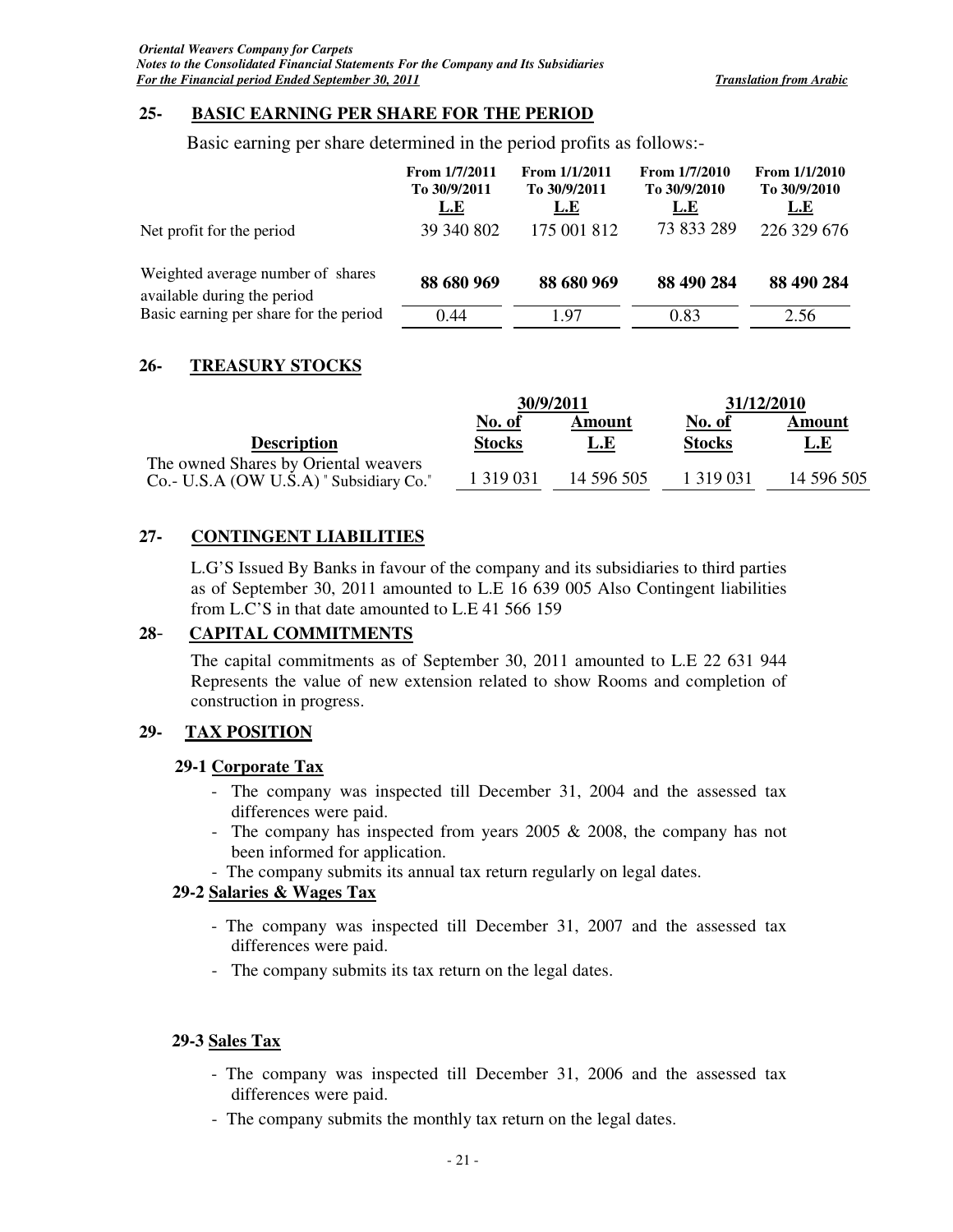## 25- BASIC EARNING PER SHARE FOR THE PERIOD

Basic earning per share determined in the period profits as follows:-

| | From 1/7/2011 To 30/9/2011 L.E | From 1/1/2011 To 30/9/2011 L.E | From 1/7/2010 To 30/9/2010 L.E | From 1/1/2010 To 30/9/2010 L.E |
|---|---|---|---|---|
| Net profit for the period | 39 340 802 | 175 001 812 | 73 833 289 | 226 329 676 |
| Weighted average number of shares available during the period | **88 680 969** | **88 680 969** | **88 490 284** | **88 490 284** |
| Basic earning per share for the period | 0.44 | 1.97 | 0.83 | 2.56 |

## 26- TREASURY STOCKS

| Description | 30/9/2011 No. of Stocks | 30/9/2011 Amount L.E | 31/12/2010 No. of Stocks | 31/12/2010 Amount L.E |
|---|---|---|---|---|
| The owned Shares by Oriental weavers Co.- U.S.A (OW U.S.A) " Subsidiary Co." | 1 319 031 | 14 596 505 | 1 319 031 | 14 596 505 |

## 27- CONTINGENT LIABILITIES

L.G'S Issued By Banks in favour of the company and its subsidiaries to third parties as of September 30, 2011 amounted to L.E 16 639 005 Also Contingent liabilities from L.C'S in that date amounted to L.E 41 566 159

## 28- CAPITAL COMMITMENTS

The capital commitments as of September 30, 2011 amounted to L.E 22 631 944 Represents the value of new extension related to show Rooms and completion of construction in progress.

## 29- TAX POSITION

### 29-1 Corporate Tax

- The company was inspected till December 31, 2004 and the assessed tax differences were paid.
- The company has inspected from years 2005 & 2008, the company has not been informed for application.
- The company submits its annual tax return regularly on legal dates.

### 29-2 Salaries & Wages Tax

- The company was inspected till December 31, 2007 and the assessed tax differences were paid.
- The company submits its tax return on the legal dates.

### 29-3 Sales Tax

- The company was inspected till December 31, 2006 and the assessed tax differences were paid.
- The company submits the monthly tax return on the legal dates.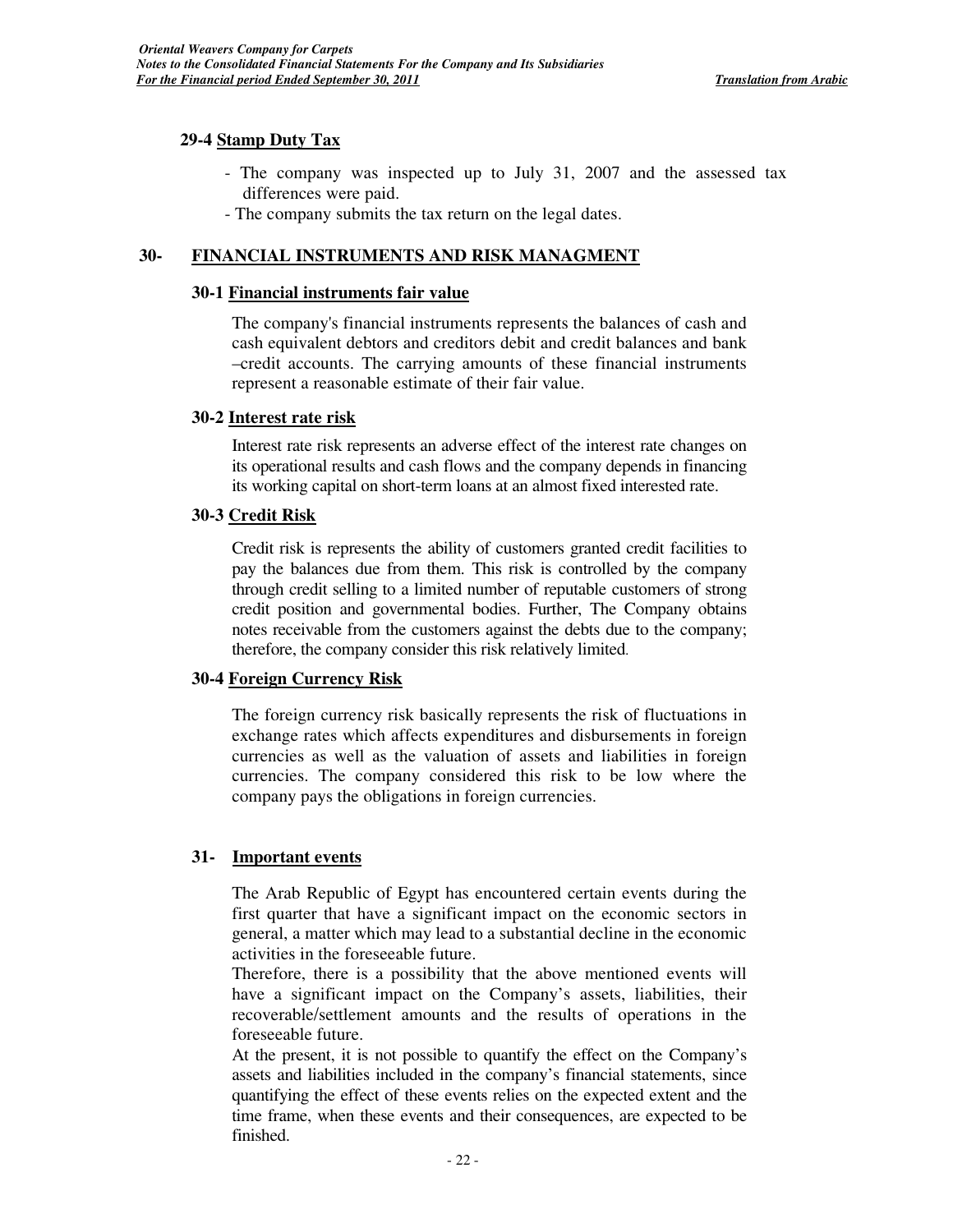### 29-4 Stamp Duty Tax

- The company was inspected up to July 31, 2007 and the assessed tax differences were paid.
- The company submits the tax return on the legal dates.

## 30- FINANCIAL INSTRUMENTS AND RISK MANAGMENT

### 30-1 Financial instruments fair value

The company's financial instruments represents the balances of cash and cash equivalent debtors and creditors debit and credit balances and bank –credit accounts. The carrying amounts of these financial instruments represent a reasonable estimate of their fair value.

### 30-2 Interest rate risk

Interest rate risk represents an adverse effect of the interest rate changes on its operational results and cash flows and the company depends in financing its working capital on short-term loans at an almost fixed interested rate.

### 30-3 Credit Risk

Credit risk is represents the ability of customers granted credit facilities to pay the balances due from them. This risk is controlled by the company through credit selling to a limited number of reputable customers of strong credit position and governmental bodies. Further, The Company obtains notes receivable from the customers against the debts due to the company; therefore, the company consider this risk relatively limited.

### 30-4 Foreign Currency Risk

The foreign currency risk basically represents the risk of fluctuations in exchange rates which affects expenditures and disbursements in foreign currencies as well as the valuation of assets and liabilities in foreign currencies. The company considered this risk to be low where the company pays the obligations in foreign currencies.

## 31- Important events

The Arab Republic of Egypt has encountered certain events during the first quarter that have a significant impact on the economic sectors in general, a matter which may lead to a substantial decline in the economic activities in the foreseeable future.

Therefore, there is a possibility that the above mentioned events will have a significant impact on the Company's assets, liabilities, their recoverable/settlement amounts and the results of operations in the foreseeable future.

At the present, it is not possible to quantify the effect on the Company's assets and liabilities included in the company's financial statements, since quantifying the effect of these events relies on the expected extent and the time frame, when these events and their consequences, are expected to be finished.